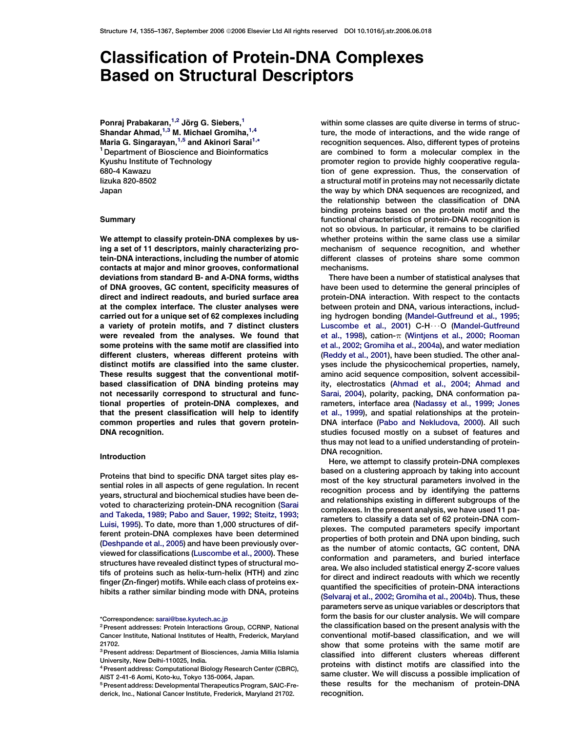# Classification of Protein-DNA Complexes Based on Structural Descriptors

Ponraj Prabakaran,[1,2] Jörg G. Siebers,[1] Shandar Ahmad,[1,3] M. Michael Gromiha,[1,4] Maria G. Singarayan,[1,5] and Akinori Sarai[1,*]

[1] Department of Bioscience and Bioinformatics Kyushu Institute of Technology 680-4 Kawazu Iizuka 820-8502 Japan

## Summary

**We attempt to classify protein-DNA complexes by using a set of 11 descriptors, mainly characterizing protein-DNA interactions, including the number of atomic contacts at major and minor grooves, conformational deviations from standard B- and A-DNA forms, widths of DNA grooves, GC content, specificity measures of direct and indirect readouts, and buried surface area at the complex interface. The cluster analyses were carried out for a unique set of 62 complexes including a variety of protein motifs, and 7 distinct clusters were revealed from the analyses. We found that some proteins with the same motif are classified into different clusters, whereas different proteins with distinct motifs are classified into the same cluster. These results suggest that the conventional motif-based classification of DNA binding proteins may not necessarily correspond to structural and functional properties of protein-DNA complexes, and that the present classification will help to identify common properties and rules that govern protein-DNA recognition.**

## Introduction

Proteins that bind to specific DNA target sites play essential roles in all aspects of gene regulation. In recent years, structural and biochemical studies have been devoted to characterizing protein-DNA recognition (Sarai and Takeda, 1989; Pabo and Sauer, 1992; Steitz, 1993; Luisi, 1995). To date, more than 1,000 structures of different protein-DNA complexes have been determined (Deshpande et al., 2005) and have been previously overviewed for classifications (Luscombe et al., 2000). These structures have revealed distinct types of structural motifs of proteins such as helix-turn-helix (HTH) and zinc finger (Zn-finger) motifs. While each class of proteins exhibits a rather similar binding mode with DNA, proteins within some classes are quite diverse in terms of structure, the mode of interactions, and the wide range of recognition sequences. Also, different types of proteins are combined to form a molecular complex in the promoter region to provide highly cooperative regulation of gene expression. Thus, the conservation of a structural motif in proteins may not necessarily dictate the way by which DNA sequences are recognized, and the relationship between the classification of DNA binding proteins based on the protein motif and the functional characteristics of protein-DNA recognition is not so obvious. In particular, it remains to be clarified whether proteins within the same class use a similar mechanism of sequence recognition, and whether different classes of proteins share some common mechanisms.

There have been a number of statistical analyses that have been used to determine the general principles of protein-DNA interaction. With respect to the contacts between protein and DNA, various interactions, including hydrogen bonding (Mandel-Gutfreund et al., 1995; Luscombe et al., 2001) C-H···O (Mandel-Gutfreund et al., 1998), cation-π (Wintjens et al., 2000; Rooman et al., 2002; Gromiha et al., 2004a), and water mediation (Reddy et al., 2001), have been studied. The other analyses include the physicochemical properties, namely, amino acid sequence composition, solvent accessibility, electrostatics (Ahmad et al., 2004; Ahmad and Sarai, 2004), polarity, packing, DNA conformation parameters, interface area (Nadassy et al., 1999; Jones et al., 1999), and spatial relationships at the protein-DNA interface (Pabo and Nekludova, 2000). All such studies focused mostly on a subset of features and thus may not lead to a unified understanding of protein-DNA recognition.

Here, we attempt to classify protein-DNA complexes based on a clustering approach by taking into account most of the key structural parameters involved in the recognition process and by identifying the patterns and relationships existing in different subgroups of the complexes. In the present analysis, we have used 11 parameters to classify a data set of 62 protein-DNA complexes. The computed parameters specify important properties of both protein and DNA upon binding, such as the number of atomic contacts, GC content, DNA conformation and parameters, and buried interface area. We also included statistical energy Z-score values for direct and indirect readouts with which we recently quantified the specificities of protein-DNA interactions (Selvaraj et al., 2002; Gromiha et al., 2004b). Thus, these parameters serve as unique variables or descriptors that form the basis for our cluster analysis. We will compare the classification based on the present analysis with the conventional motif-based classification, and we will show that some proteins with the same motif are classified into different clusters whereas different proteins with distinct motifs are classified into the same cluster. We will discuss a possible implication of these results for the mechanism of protein-DNA recognition.

*Correspondence: sarai@bse.kyutech.ac.jp

[2] Present addresses: Protein Interactions Group, CCRNP, National Cancer Institute, National Institutes of Health, Frederick, Maryland 21702.

[3] Present address: Department of Biosciences, Jamia Millia Islamia University, New Delhi-110025, India.

[4] Present address: Computational Biology Research Center (CBRC), AIST 2-41-6 Aomi, Koto-ku, Tokyo 135-0064, Japan.

[5] Present address: Developmental Therapeutics Program, SAIC-Frederick, Inc., National Cancer Institute, Frederick, Maryland 21702.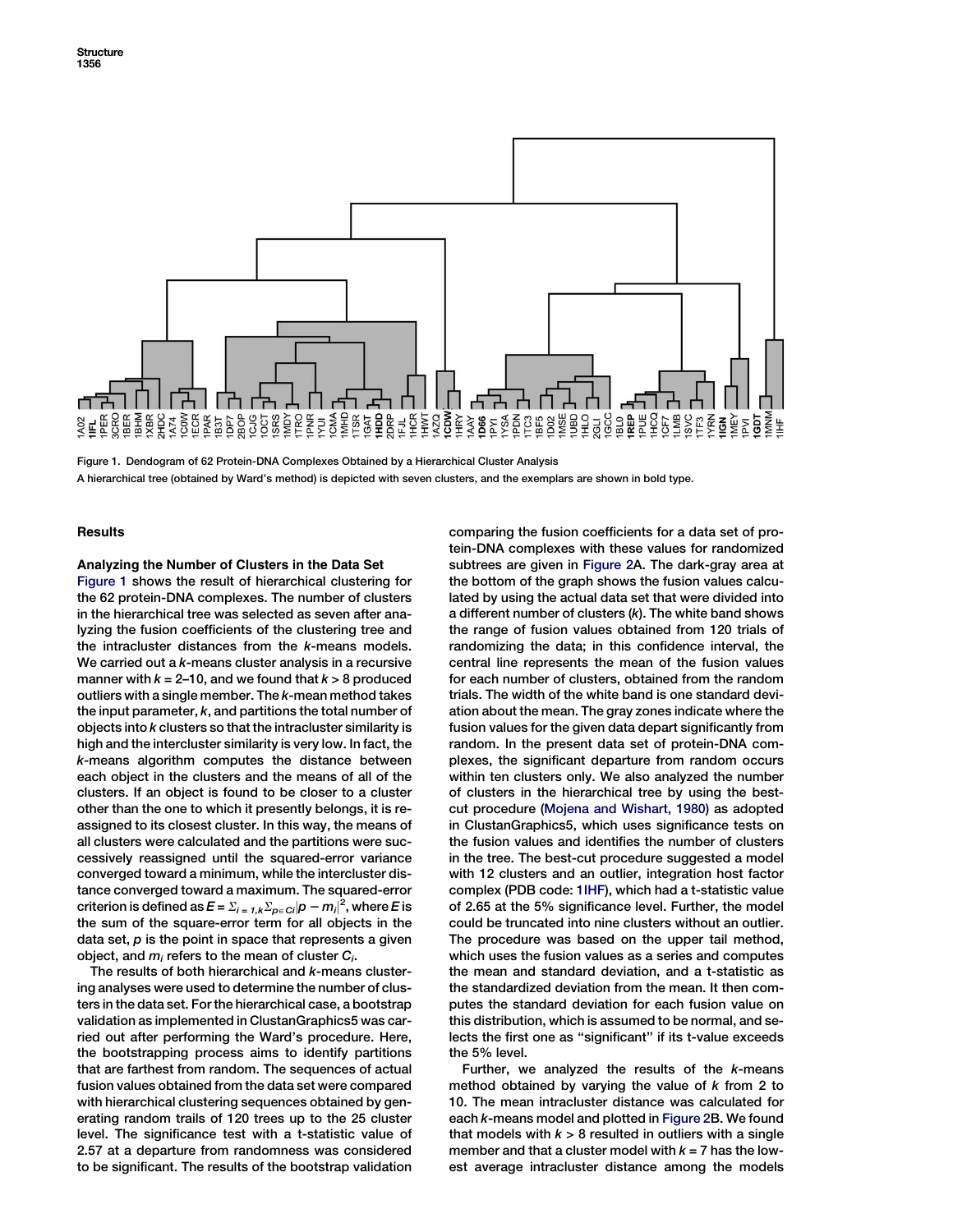1A02
1IFL
1PER
3CRO
1BER
1BHM
1XBR
2HDC
1A74
1C0W
1ECR
1PAR
1B3T
1DP7
2BOP
1CJG
1OCT
1SRS
1MDY
1TRO
1PNR
1YUI
1CMA
1MHD
1TSR
1GAT
1HDD
2DRP
1FJL
1HCR
1HWT
1AZQ
1CDW
1HRY
1AAY
1D66
1PYI
1YSA
1PDN
1TC3
1BF5
1D02
1MSE
1UBD
1HLO
2GLI
1GCC
1BL0
1REP
1PUE
1HCQ
1CF7
1LMB
1SVC
1TF3
1YRN
1IGN
1MEY
1PVI
1GDT
1MNM
1IHF

Figure 1. Dendogram of 62 Protein-DNA Complexes Obtained by a Hierarchical Cluster Analysis

A hierarchical tree (obtained by Ward's method) is depicted with seven clusters, and the exemplars are shown in bold type.

## Results

### Analyzing the Number of Clusters in the Data Set

Figure 1 shows the result of hierarchical clustering for the 62 protein-DNA complexes. The number of clusters in the hierarchical tree was selected as seven after analyzing the fusion coefficients of the clustering tree and the intracluster distances from the *k*-means models. We carried out a *k*-means cluster analysis in a recursive manner with $k = 2$–10, and we found that $k > 8$ produced outliers with a single member. The *k*-mean method takes the input parameter, *k*, and partitions the total number of objects into *k* clusters so that the intracluster similarity is high and the intercluster similarity is very low. In fact, the *k*-means algorithm computes the distance between each object in the clusters and the means of all of the clusters. If an object is found to be closer to a cluster other than the one to which it presently belongs, it is reassigned to its closest cluster. In this way, the means of all clusters were calculated and the partitions were successively reassigned until the squared-error variance converged toward a minimum, while the intercluster distance converged toward a maximum. The squared-error criterion is defined as $E = \Sigma_{i=1,k}\Sigma_{p \in C_i}|p - m_i|^2$, where $E$ is the sum of the square-error term for all objects in the data set, $p$ is the point in space that represents a given object, and $m_i$ refers to the mean of cluster $C_i$.

The results of both hierarchical and *k*-means clustering analyses were used to determine the number of clusters in the data set. For the hierarchical case, a bootstrap validation as implemented in ClustanGraphics5 was carried out after performing the Ward's procedure. Here, the bootstrapping process aims to identify partitions that are farthest from random. The sequences of actual fusion values obtained from the data set were compared with hierarchical clustering sequences obtained by generating random trails of 120 trees up to the 25 cluster level. The significance test with a t-statistic value of 2.57 at a departure from randomness was considered to be significant. The results of the bootstrap validation comparing the fusion coefficients for a data set of protein-DNA complexes with these values for randomized subtrees are given in Figure 2A. The dark-gray area at the bottom of the graph shows the fusion values calculated by using the actual data set that were divided into a different number of clusters (*k*). The white band shows the range of fusion values obtained from 120 trials of randomizing the data; in this confidence interval, the central line represents the mean of the fusion values for each number of clusters, obtained from the random trials. The width of the white band is one standard deviation about the mean. The gray zones indicate where the fusion values for the given data depart significantly from random. In the present data set of protein-DNA complexes, the significant departure from random occurs within ten clusters only. We also analyzed the number of clusters in the hierarchical tree by using the best-cut procedure (Mojena and Wishart, 1980) as adopted in ClustanGraphics5, which uses significance tests on the fusion values and identifies the number of clusters in the tree. The best-cut procedure suggested a model with 12 clusters and an outlier, integration host factor complex (PDB code: 1IHF), which had a t-statistic value of 2.65 at the 5% significance level. Further, the model could be truncated into nine clusters without an outlier. The procedure was based on the upper tail method, which uses the fusion values as a series and computes the mean and standard deviation, and a t-statistic as the standardized deviation from the mean. It then computes the standard deviation for each fusion value on this distribution, which is assumed to be normal, and selects the first one as "significant" if its t-value exceeds the 5% level.

Further, we analyzed the results of the *k*-means method obtained by varying the value of *k* from 2 to 10. The mean intracluster distance was calculated for each *k*-means model and plotted in Figure 2B. We found that models with $k > 8$ resulted in outliers with a single member and that a cluster model with $k = 7$ has the lowest average intracluster distance among the models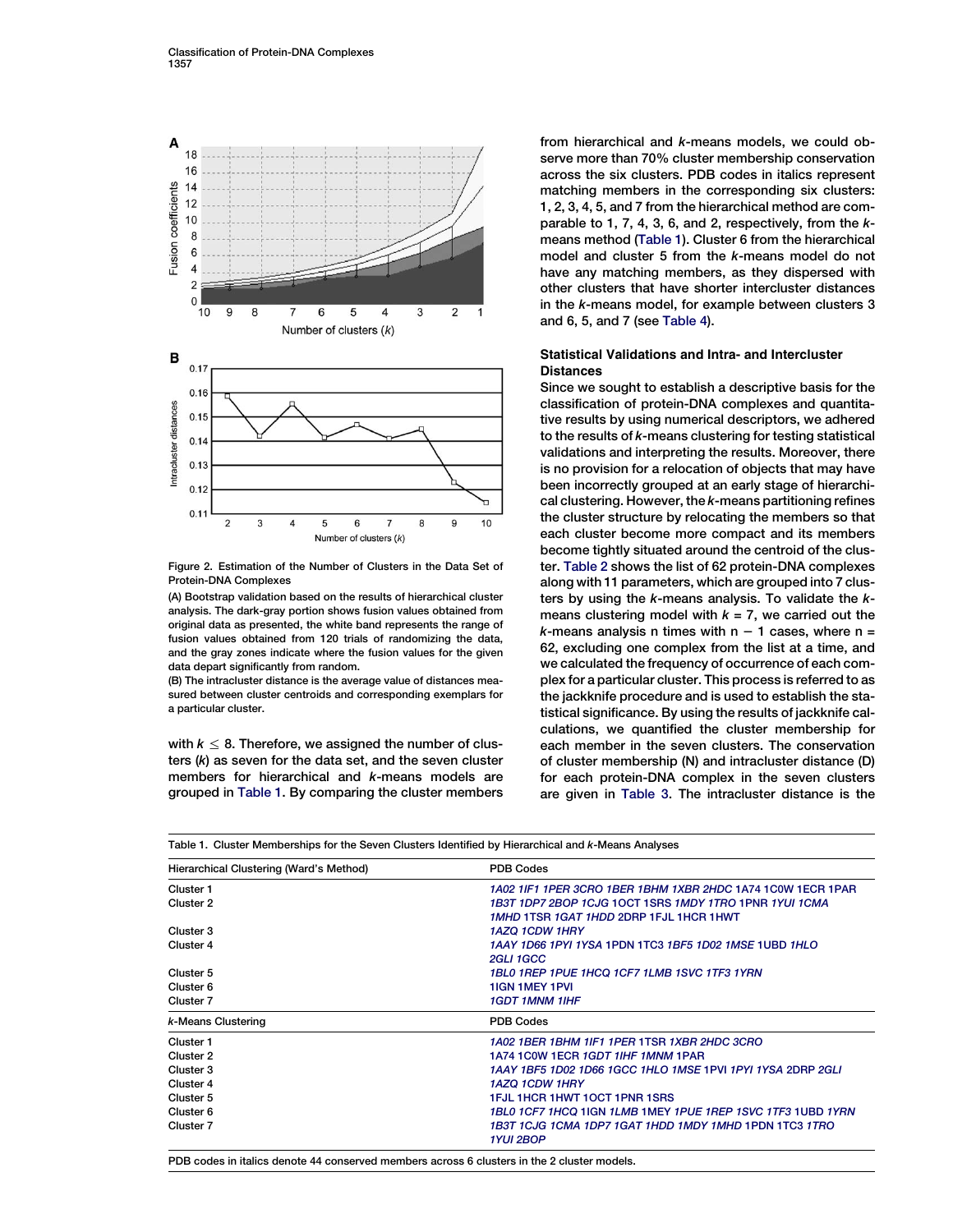A

18
16
14
12
10
8
6
4
2
0

Fusion coefficients

10 9 8 7 6 5 4 3 2 1

Number of clusters ($k$)

B

0.17
0.16
0.15
0.14
0.13
0.12
0.11

Intracluster distances

2 3 4 5 6 7 8 9 10

Number of clusters ($k$)

Figure 2. Estimation of the Number of Clusters in the Data Set of Protein-DNA Complexes

(A) Bootstrap validation based on the results of hierarchical cluster analysis. The dark-gray portion shows fusion values obtained from original data as presented, the white band represents the range of fusion values obtained from 120 trials of randomizing the data, and the gray zones indicate where the fusion values for the given data depart significantly from random.

(B) The intracluster distance is the average value of distances measured between cluster centroids and corresponding exemplars for a particular cluster.

with $k \leq 8$. Therefore, we assigned the number of clusters ($k$) as seven for the data set, and the seven cluster members for hierarchical and $k$-means models are grouped in Table 1. By comparing the cluster members from hierarchical and $k$-means models, we could observe more than 70% cluster membership conservation across the six clusters. PDB codes in italics represent matching members in the corresponding six clusters: 1, 2, 3, 4, 5, and 7 from the hierarchical method are comparable to 1, 7, 4, 3, 6, and 2, respectively, from the $k$-means method (Table 1). Cluster 6 from the hierarchical model and cluster 5 from the $k$-means model do not have any matching members, as they dispersed with other clusters that have shorter intercluster distances in the $k$-means model, for example between clusters 3 and 6, 5, and 7 (see Table 4).

### Statistical Validations and Intra- and Intercluster Distances

Since we sought to establish a descriptive basis for the classification of protein-DNA complexes and quantitative results by using numerical descriptors, we adhered to the results of $k$-means clustering for testing statistical validations and interpreting the results. Moreover, there is no provision for a relocation of objects that may have been incorrectly grouped at an early stage of hierarchical clustering. However, the $k$-means partitioning refines the cluster structure by relocating the members so that each cluster become more compact and its members become tightly situated around the centroid of the cluster. Table 2 shows the list of 62 protein-DNA complexes along with 11 parameters, which are grouped into 7 clusters by using the $k$-means analysis. To validate the $k$-means clustering model with $k = 7$, we carried out the $k$-means analysis n times with $n - 1$ cases, where $n = 62$, excluding one complex from the list at a time, and we calculated the frequency of occurrence of each complex for a particular cluster. This process is referred to as the jackknife procedure and is used to establish the statistical significance. By using the results of jackknife calculations, we quantified the cluster membership for each member in the seven clusters. The conservation of cluster membership (N) and intracluster distance (D) for each protein-DNA complex in the seven clusters are given in Table 3. The intracluster distance is the

Table 1. Cluster Memberships for the Seven Clusters Identified by Hierarchical and $k$-Means Analyses

| Hierarchical Clustering (Ward's Method) | PDB Codes |
|---|---|
| Cluster 1 | *1A02 1IF1 1PER 3CRO 1BER 1BHM 1XBR 2HDC* 1A74 1C0W 1ECR 1PAR |
| Cluster 2 | *1B3T 1DP7 2BOP 1CJG* 1OCT 1SRS *1MDY 1TRO* 1PNR *1YUI 1CMA 1MHD* 1TSR *1GAT 1HDD* 2DRP 1FJL 1HCR 1HWT |
| Cluster 3 | *1AZQ 1CDW 1HRY* |
| Cluster 4 | *1AAY 1D66 1PYI 1YSA* 1PDN 1TC3 *1BF5 1D02 1MSE* 1UBD *1HLO 2GLI 1GCC* |
| Cluster 5 | *1BL0 1REP 1PUE 1HCQ 1CF7 1LMB 1SVC 1TF3 1YRN* |
| Cluster 6 | 1IGN 1MEY 1PVI |
| Cluster 7 | *1GDT 1MNM 1IHF* |
| ***k*-Means Clustering** | **PDB Codes** |
| Cluster 1 | *1A02 1BER 1BHM 1IF1 1PER* 1TSR *1XBR 2HDC 3CRO* |
| Cluster 2 | 1A74 1C0W 1ECR *1GDT 1IHF 1MNM* 1PAR |
| Cluster 3 | *1AAY 1BF5 1D02 1D66 1GCC 1HLO 1MSE* 1PVI *1PYI 1YSA* 2DRP *2GLI* |
| Cluster 4 | *1AZQ 1CDW 1HRY* |
| Cluster 5 | 1FJL 1HCR 1HWT 1OCT 1PNR 1SRS |
| Cluster 6 | *1BL0 1CF7 1HCQ* 1IGN *1LMB* 1MEY *1PUE 1REP 1SVC 1TF3* 1UBD *1YRN* |
| Cluster 7 | *1B3T 1CJG 1CMA 1DP7 1GAT 1HDD 1MDY 1MHD* 1PDN 1TC3 *1TRO 1YUI 2BOP* |

PDB codes in italics denote 44 conserved members across 6 clusters in the 2 cluster models.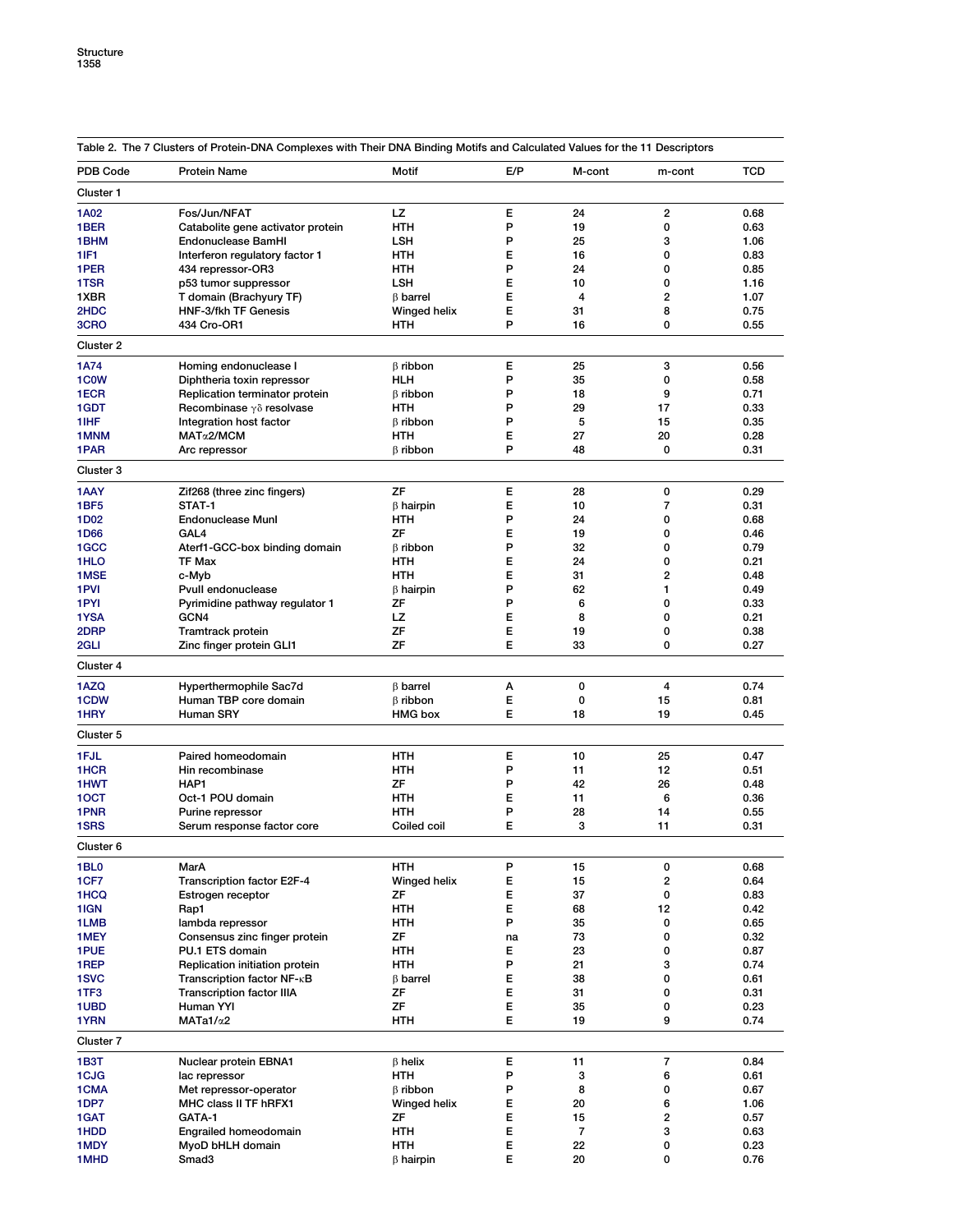Table 2. The 7 Clusters of Protein-DNA Complexes with Their DNA Binding Motifs and Calculated Values for the 11 Descriptors

| PDB Code | Protein Name | Motif | E/P | M-cont | m-cont | TCD |
|---|---|---|---|---|---|---|
| **Cluster 1** | | | | | | |
| 1A02 | Fos/Jun/NFAT | LZ | E | 24 | 2 | 0.68 |
| 1BER | Catabolite gene activator protein | HTH | P | 19 | 0 | 0.63 |
| 1BHM | Endonuclease BamHI | LSH | P | 25 | 3 | 1.06 |
| 1IF1 | Interferon regulatory factor 1 | HTH | E | 16 | 0 | 0.83 |
| 1PER | 434 repressor-OR3 | HTH | P | 24 | 0 | 0.85 |
| 1TSR | p53 tumor suppressor | LSH | E | 10 | 0 | 1.16 |
| 1XBR | T domain (Brachyury TF) | β barrel | E | 4 | 2 | 1.07 |
| 2HDC | HNF-3/fkh TF Genesis | Winged helix | E | 31 | 8 | 0.75 |
| 3CRO | 434 Cro-OR1 | HTH | P | 16 | 0 | 0.55 |
| **Cluster 2** | | | | | | |
| 1A74 | Homing endonuclease I | β ribbon | E | 25 | 3 | 0.56 |
| 1C0W | Diphtheria toxin repressor | HLH | P | 35 | 0 | 0.58 |
| 1ECR | Replication terminator protein | β ribbon | P | 18 | 9 | 0.71 |
| 1GDT | Recombinase γδ resolvase | HTH | P | 29 | 17 | 0.33 |
| 1IHF | Integration host factor | β ribbon | P | 5 | 15 | 0.35 |
| 1MNM | MATα2/MCM | HTH | E | 27 | 20 | 0.28 |
| 1PAR | Arc repressor | β ribbon | P | 48 | 0 | 0.31 |
| **Cluster 3** | | | | | | |
| 1AAY | Zif268 (three zinc fingers) | ZF | E | 28 | 0 | 0.29 |
| 1BF5 | STAT-1 | β hairpin | E | 10 | 7 | 0.31 |
| 1D02 | Endonuclease MunI | HTH | P | 24 | 0 | 0.68 |
| 1D66 | GAL4 | ZF | E | 19 | 0 | 0.46 |
| 1GCC | Aterf1-GCC-box binding domain | β ribbon | P | 32 | 0 | 0.79 |
| 1HLO | TF Max | HTH | E | 24 | 0 | 0.21 |
| 1MSE | c-Myb | HTH | E | 31 | 2 | 0.48 |
| 1PVI | PvuII endonuclease | β hairpin | P | 62 | 1 | 0.49 |
| 1PYI | Pyrimidine pathway regulator 1 | ZF | P | 6 | 0 | 0.33 |
| 1YSA | GCN4 | LZ | E | 8 | 0 | 0.21 |
| 2DRP | Tramtrack protein | ZF | E | 19 | 0 | 0.38 |
| 2GLI | Zinc finger protein GLI1 | ZF | E | 33 | 0 | 0.27 |
| **Cluster 4** | | | | | | |
| 1AZQ | Hyperthermophile Sac7d | β barrel | A | 0 | 4 | 0.74 |
| 1CDW | Human TBP core domain | β ribbon | E | 0 | 15 | 0.81 |
| 1HRY | Human SRY | HMG box | E | 18 | 19 | 0.45 |
| **Cluster 5** | | | | | | |
| 1FJL | Paired homeodomain | HTH | E | 10 | 25 | 0.47 |
| 1HCR | Hin recombinase | HTH | P | 11 | 12 | 0.51 |
| 1HWT | HAP1 | ZF | P | 42 | 26 | 0.48 |
| 1OCT | Oct-1 POU domain | HTH | E | 11 | 6 | 0.36 |
| 1PNR | Purine repressor | HTH | P | 28 | 14 | 0.55 |
| 1SRS | Serum response factor core | Coiled coil | E | 3 | 11 | 0.31 |
| **Cluster 6** | | | | | | |
| 1BL0 | MarA | HTH | P | 15 | 0 | 0.68 |
| 1CF7 | Transcription factor E2F-4 | Winged helix | E | 15 | 2 | 0.64 |
| 1HCQ | Estrogen receptor | ZF | E | 37 | 0 | 0.83 |
| 1IGN | Rap1 | HTH | E | 68 | 12 | 0.42 |
| 1LMB | lambda repressor | HTH | P | 35 | 0 | 0.65 |
| 1MEY | Consensus zinc finger protein | ZF | na | 73 | 0 | 0.32 |
| 1PUE | PU.1 ETS domain | HTH | E | 23 | 0 | 0.87 |
| 1REP | Replication initiation protein | HTH | P | 21 | 3 | 0.74 |
| 1SVC | Transcription factor NF-κB | β barrel | E | 38 | 0 | 0.61 |
| 1TF3 | Transcription factor IIIA | ZF | E | 31 | 0 | 0.31 |
| 1UBD | Human YYI | ZF | E | 35 | 0 | 0.23 |
| 1YRN | MATa1/α2 | HTH | E | 19 | 9 | 0.74 |
| **Cluster 7** | | | | | | |
| 1B3T | Nuclear protein EBNA1 | β helix | E | 11 | 7 | 0.84 |
| 1CJG | lac repressor | HTH | P | 3 | 6 | 0.61 |
| 1CMA | Met repressor-operator | β ribbon | P | 8 | 0 | 0.67 |
| 1DP7 | MHC class II TF hRFX1 | Winged helix | E | 20 | 6 | 1.06 |
| 1GAT | GATA-1 | ZF | E | 15 | 2 | 0.57 |
| 1HDD | Engrailed homeodomain | HTH | E | 7 | 3 | 0.63 |
| 1MDY | MyoD bHLH domain | HTH | E | 22 | 0 | 0.23 |
| 1MHD | Smad3 | β hairpin | E | 20 | 0 | 0.76 |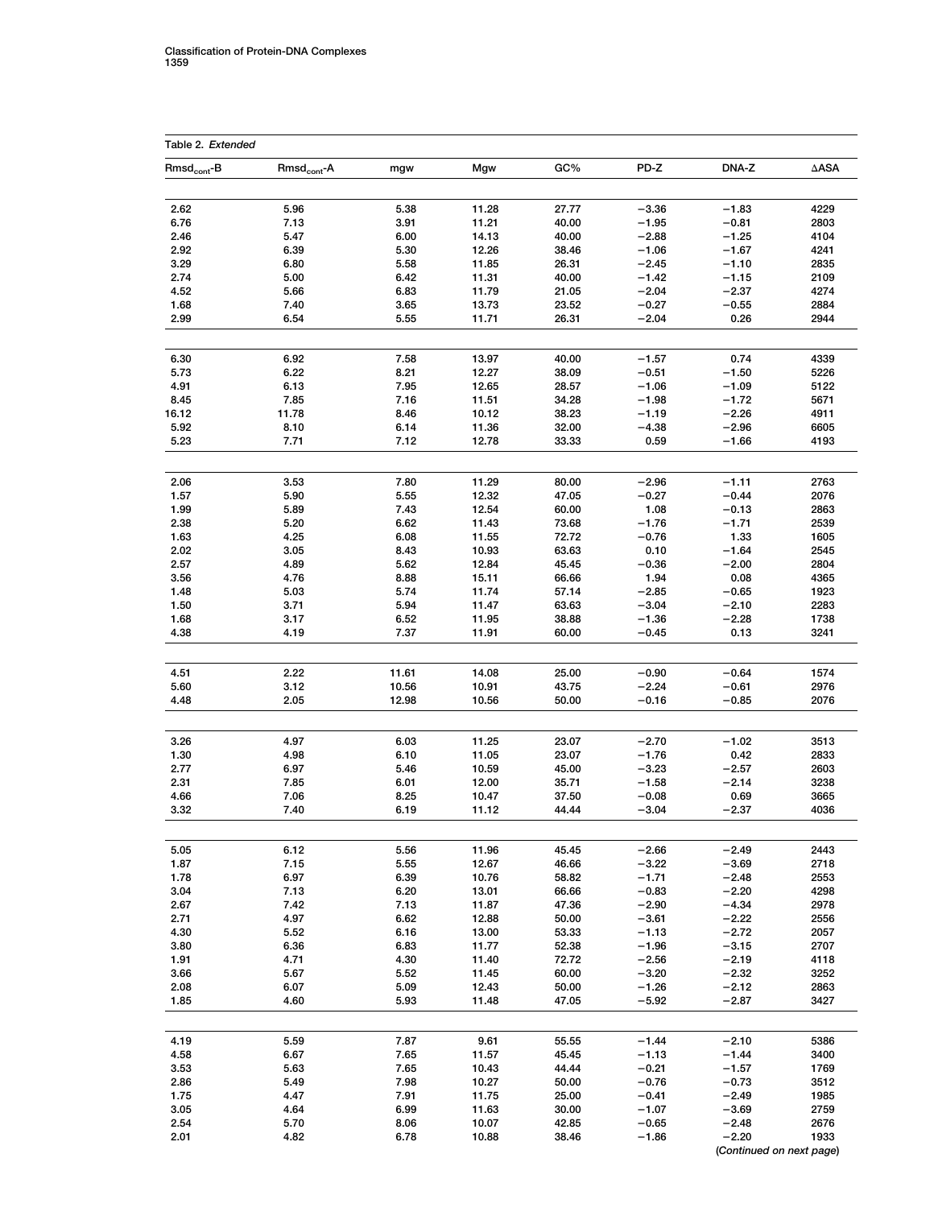Table 2. *Extended*

| $Rmsd_{cont}$-B | $Rmsd_{cont}$-A | mgw | Mgw | GC% | PD-Z | DNA-Z | ΔASA |
|---|---|---|---|---|---|---|---|
| 2.62 | 5.96 | 5.38 | 11.28 | 27.77 | −3.36 | −1.83 | 4229 |
| 6.76 | 7.13 | 3.91 | 11.21 | 40.00 | −1.95 | −0.81 | 2803 |
| 2.46 | 5.47 | 6.00 | 14.13 | 40.00 | −2.88 | −1.25 | 4104 |
| 2.92 | 6.39 | 5.30 | 12.26 | 38.46 | −1.06 | −1.67 | 4241 |
| 3.29 | 6.80 | 5.58 | 11.85 | 26.31 | −2.45 | −1.10 | 2835 |
| 2.74 | 5.00 | 6.42 | 11.31 | 40.00 | −1.42 | −1.15 | 2109 |
| 4.52 | 5.66 | 6.83 | 11.79 | 21.05 | −2.04 | −2.37 | 4274 |
| 1.68 | 7.40 | 3.65 | 13.73 | 23.52 | −0.27 | −0.55 | 2884 |
| 2.99 | 6.54 | 5.55 | 11.71 | 26.31 | −2.04 | 0.26 | 2944 |
| | | | | | | | |
| 6.30 | 6.92 | 7.58 | 13.97 | 40.00 | −1.57 | 0.74 | 4339 |
| 5.73 | 6.22 | 8.21 | 12.27 | 38.09 | −0.51 | −1.50 | 5226 |
| 4.91 | 6.13 | 7.95 | 12.65 | 28.57 | −1.06 | −1.09 | 5122 |
| 8.45 | 7.85 | 7.16 | 11.51 | 34.28 | −1.98 | −1.72 | 5671 |
| 16.12 | 11.78 | 8.46 | 10.12 | 38.23 | −1.19 | −2.26 | 4911 |
| 5.92 | 8.10 | 6.14 | 11.36 | 32.00 | −4.38 | −2.96 | 6605 |
| 5.23 | 7.71 | 7.12 | 12.78 | 33.33 | 0.59 | −1.66 | 4193 |
| | | | | | | | |
| 2.06 | 3.53 | 7.80 | 11.29 | 80.00 | −2.96 | −1.11 | 2763 |
| 1.57 | 5.90 | 5.55 | 12.32 | 47.05 | −0.27 | −0.44 | 2076 |
| 1.99 | 5.89 | 7.43 | 12.54 | 60.00 | 1.08 | −0.13 | 2863 |
| 2.38 | 5.20 | 6.62 | 11.43 | 73.68 | −1.76 | −1.71 | 2539 |
| 1.63 | 4.25 | 6.08 | 11.55 | 72.72 | −0.76 | 1.33 | 1605 |
| 2.02 | 3.05 | 8.43 | 10.93 | 63.63 | 0.10 | −1.64 | 2545 |
| 2.57 | 4.89 | 5.62 | 12.84 | 45.45 | −0.36 | −2.00 | 2804 |
| 3.56 | 4.76 | 8.88 | 15.11 | 66.66 | 1.94 | 0.08 | 4365 |
| 1.48 | 5.03 | 5.74 | 11.74 | 57.14 | −2.85 | −0.65 | 1923 |
| 1.50 | 3.71 | 5.94 | 11.47 | 63.63 | −3.04 | −2.10 | 2283 |
| 1.68 | 3.17 | 6.52 | 11.95 | 38.88 | −1.36 | −2.28 | 1738 |
| 4.38 | 4.19 | 7.37 | 11.91 | 60.00 | −0.45 | 0.13 | 3241 |
| | | | | | | | |
| 4.51 | 2.22 | 11.61 | 14.08 | 25.00 | −0.90 | −0.64 | 1574 |
| 5.60 | 3.12 | 10.56 | 10.91 | 43.75 | −2.24 | −0.61 | 2976 |
| 4.48 | 2.05 | 12.98 | 10.56 | 50.00 | −0.16 | −0.85 | 2076 |
| | | | | | | | |
| 3.26 | 4.97 | 6.03 | 11.25 | 23.07 | −2.70 | −1.02 | 3513 |
| 1.30 | 4.98 | 6.10 | 11.05 | 23.07 | −1.76 | 0.42 | 2833 |
| 2.77 | 6.97 | 5.46 | 10.59 | 45.00 | −3.23 | −2.57 | 2603 |
| 2.31 | 7.85 | 6.01 | 12.00 | 35.71 | −1.58 | −2.14 | 3238 |
| 4.66 | 7.06 | 8.25 | 10.47 | 37.50 | −0.08 | 0.69 | 3665 |
| 3.32 | 7.40 | 6.19 | 11.12 | 44.44 | −3.04 | −2.37 | 4036 |
| | | | | | | | |
| 5.05 | 6.12 | 5.56 | 11.96 | 45.45 | −2.66 | −2.49 | 2443 |
| 1.87 | 7.15 | 5.55 | 12.67 | 46.66 | −3.22 | −3.69 | 2718 |
| 1.78 | 6.97 | 6.39 | 10.76 | 58.82 | −1.71 | −2.48 | 2553 |
| 3.04 | 7.13 | 6.20 | 13.01 | 66.66 | −0.83 | −2.20 | 4298 |
| 2.67 | 7.42 | 7.13 | 11.87 | 47.36 | −2.90 | −4.34 | 2978 |
| 2.71 | 4.97 | 6.62 | 12.88 | 50.00 | −3.61 | −2.22 | 2556 |
| 4.30 | 5.52 | 6.16 | 13.00 | 53.33 | −1.13 | −2.72 | 2057 |
| 3.80 | 6.36 | 6.83 | 11.77 | 52.38 | −1.96 | −3.15 | 2707 |
| 1.91 | 4.71 | 4.30 | 11.40 | 72.72 | −2.56 | −2.19 | 4118 |
| 3.66 | 5.67 | 5.52 | 11.45 | 60.00 | −3.20 | −2.32 | 3252 |
| 2.08 | 6.07 | 5.09 | 12.43 | 50.00 | −1.26 | −2.12 | 2863 |
| 1.85 | 4.60 | 5.93 | 11.48 | 47.05 | −5.92 | −2.87 | 3427 |
| | | | | | | | |
| 4.19 | 5.59 | 7.87 | 9.61 | 55.55 | −1.44 | −2.10 | 5386 |
| 4.58 | 6.67 | 7.65 | 11.57 | 45.45 | −1.13 | −1.44 | 3400 |
| 3.53 | 5.63 | 7.65 | 10.43 | 44.44 | −0.21 | −1.57 | 1769 |
| 2.86 | 5.49 | 7.98 | 10.27 | 50.00 | −0.76 | −0.73 | 3512 |
| 1.75 | 4.47 | 7.91 | 11.75 | 25.00 | −0.41 | −2.49 | 1985 |
| 3.05 | 4.64 | 6.99 | 11.63 | 30.00 | −1.07 | −3.69 | 2759 |
| 2.54 | 5.70 | 8.06 | 10.07 | 42.85 | −0.65 | −2.48 | 2676 |
| 2.01 | 4.82 | 6.78 | 10.88 | 38.46 | −1.86 | −2.20 | 1933 |

(*Continued on next page*)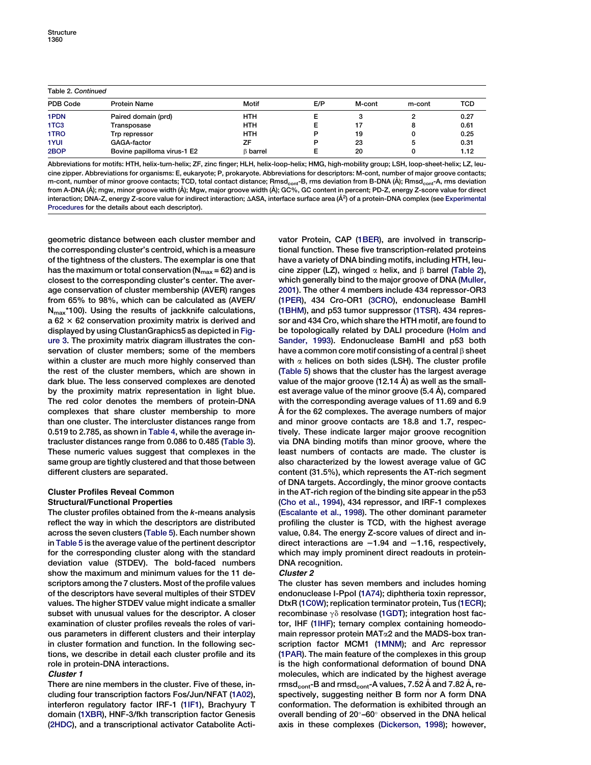Table 2. *Continued*

| PDB Code | Protein Name | Motif | E/P | M-cont | m-cont | TCD |
|---|---|---|---|---|---|---|
| 1PDN | Paired domain (prd) | HTH | E | 3 | 2 | 0.27 |
| 1TC3 | Transposase | HTH | E | 17 | 8 | 0.61 |
| 1TRO | Trp repressor | HTH | P | 19 | 0 | 0.25 |
| 1YUI | GAGA-factor | ZF | P | 23 | 5 | 0.31 |
| 2BOP | Bovine papilloma virus-1 E2 | β barrel | E | 20 | 0 | 1.12 |

Abbreviations for motifs: HTH, helix-turn-helix; ZF, zinc finger; HLH, helix-loop-helix; HMG, high-mobility group; LSH, loop-sheet-helix; LZ, leucine zipper. Abbreviations for organisms: E, eukaryote; P, prokaryote. Abbreviations for descriptors: M-cont, number of major groove contacts; m-cont, number of minor groove contacts; TCD, total contact distance; $Rmsd_{cont}$-B, rms deviation from B-DNA (Å); $Rmsd_{cont}$-A, rms deviation from A-DNA (Å); mgw, minor groove width (Å); Mgw, major groove width (Å); GC%, GC content in percent; PD-Z, energy Z-score value for direct interaction; DNA-Z, energy Z-score value for indirect interaction; ΔASA, interface surface area ($Å^2$) of a protein-DNA complex (see Experimental Procedures for the details about each descriptor).

geometric distance between each cluster member and the corresponding cluster's centroid, which is a measure of the tightness of the clusters. The exemplar is one that has the maximum or total conservation ($N_{max}$ = 62) and is closest to the corresponding cluster's center. The average conservation of cluster membership (AVER) ranges from 65% to 98%, which can be calculated as (AVER/$N_{max}$*100). Using the results of jackknife calculations, a 62 × 62 conservation proximity matrix is derived and displayed by using ClustanGraphics5 as depicted in Figure 3. The proximity matrix diagram illustrates the conservation of cluster members; some of the members within a cluster are much more highly conserved than the rest of the cluster members, which are shown in dark blue. The less conserved complexes are denoted by the proximity matrix representation in light blue. The red color denotes the members of protein-DNA complexes that share cluster membership to more than one cluster. The intercluster distances range from 0.519 to 2.785, as shown in Table 4, while the average intracluster distances range from 0.086 to 0.485 (Table 3). These numeric values suggest that complexes in the same group are tightly clustered and that those between different clusters are separated.

### Cluster Profiles Reveal Common Structural/Functional Properties

The cluster profiles obtained from the *k*-means analysis reflect the way in which the descriptors are distributed across the seven clusters (Table 5). Each number shown in Table 5 is the average value of the pertinent descriptor for the corresponding cluster along with the standard deviation value (STDEV). The bold-faced numbers show the maximum and minimum values for the 11 descriptors among the 7 clusters. Most of the profile values of the descriptors have several multiples of their STDEV values. The higher STDEV value might indicate a smaller subset with unusual values for the descriptor. A closer examination of cluster profiles reveals the roles of various parameters in different clusters and their interplay in cluster formation and function. In the following sections, we describe in detail each cluster profile and its role in protein-DNA interactions.

#### *Cluster 1*

There are nine members in the cluster. Five of these, including four transcription factors Fos/Jun/NFAT (1A02), interferon regulatory factor IRF-1 (1IF1), Brachyury T domain (1XBR), HNF-3/fkh transcription factor Genesis (2HDC), and a transcriptional activator Catabolite Activator Protein, CAP (1BER), are involved in transcriptional function. These five transcription-related proteins have a variety of DNA binding motifs, including HTH, leucine zipper (LZ), winged α helix, and β barrel (Table 2), which generally bind to the major groove of DNA (Muller, 2001). The other 4 members include 434 repressor-OR3 (1PER), 434 Cro-OR1 (3CRO), endonuclease BamHI (1BHM), and p53 tumor suppressor (1TSR). 434 repressor and 434 Cro, which share the HTH motif, are found to be topologically related by DALI procedure (Holm and Sander, 1993). Endonuclease BamHI and p53 both have a common core motif consisting of a central β sheet with α helices on both sides (LSH). The cluster profile (Table 5) shows that the cluster has the largest average value of the major groove (12.14 Å) as well as the smallest average value of the minor groove (5.4 Å), compared with the corresponding average values of 11.69 and 6.9 Å for the 62 complexes. The average numbers of major and minor groove contacts are 18.8 and 1.7, respectively. These indicate larger major groove recognition via DNA binding motifs than minor groove, where the least numbers of contacts are made. The cluster is also characterized by the lowest average value of GC content (31.5%), which represents the AT-rich segment of DNA targets. Accordingly, the minor groove contacts in the AT-rich region of the binding site appear in the p53 (Cho et al., 1994), 434 repressor, and IRF-1 complexes (Escalante et al., 1998). The other dominant parameter profiling the cluster is TCD, with the highest average value, 0.84. The energy Z-score values of direct and indirect interactions are −1.94 and −1.16, respectively, which may imply prominent direct readouts in protein-DNA recognition.

#### *Cluster 2*

The cluster has seven members and includes homing endonuclease I-PpoI (1A74); diphtheria toxin repressor, DtxR (1C0W); replication terminator protein, Tus (1ECR); recombinase γδ resolvase (1GDT); integration host factor, IHF (1IHF); ternary complex containing homeodomain repressor protein MATα2 and the MADS-box transcription factor MCM1 (1MNM); and Arc repressor (1PAR). The main feature of the complexes in this group is the high conformational deformation of bound DNA molecules, which are indicated by the highest average $rmsd_{cont}$-B and $rmsd_{cont}$-A values, 7.52 Å and 7.82 Å, respectively, suggesting neither B form nor A form DNA conformation. The deformation is exhibited through an overall bending of 20°–60° observed in the DNA helical axis in these complexes (Dickerson, 1998); however,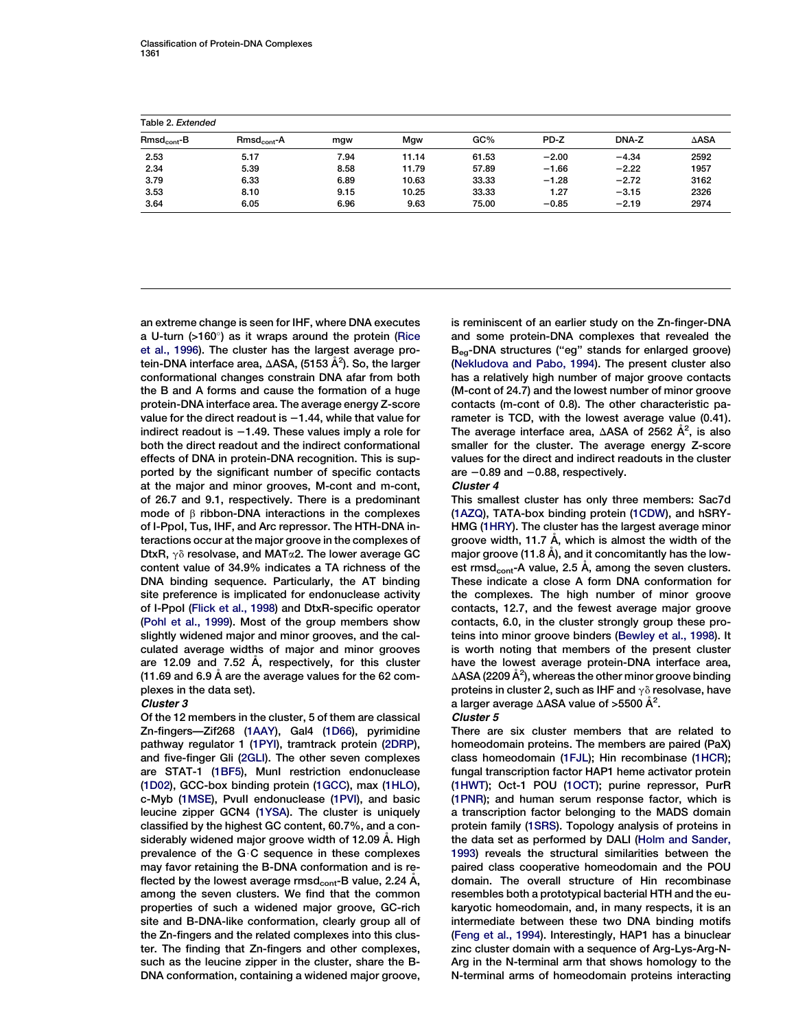Table 2. *Extended*

| $Rmsd_{cont}$-B | $Rmsd_{cont}$-A | mgw | Mgw | GC% | PD-Z | DNA-Z | ΔASA |
|---|---|---|---|---|---|---|---|
| 2.53 | 5.17 | 7.94 | 11.14 | 61.53 | −2.00 | −4.34 | 2592 |
| 2.34 | 5.39 | 8.58 | 11.79 | 57.89 | −1.66 | −2.22 | 1957 |
| 3.79 | 6.33 | 6.89 | 10.63 | 33.33 | −1.28 | −2.72 | 3162 |
| 3.53 | 8.10 | 9.15 | 10.25 | 33.33 | 1.27 | −3.15 | 2326 |
| 3.64 | 6.05 | 6.96 | 9.63 | 75.00 | −0.85 | −2.19 | 2974 |

an extreme change is seen for IHF, where DNA executes a U-turn (>160°) as it wraps around the protein (Rice et al., 1996). The cluster has the largest average protein-DNA interface area, ΔASA, (5153 Å$^2$). So, the larger conformational changes constrain DNA afar from both the B and A forms and cause the formation of a huge protein-DNA interface area. The average energy Z-score value for the direct readout is −1.44, while that value for indirect readout is −1.49. These values imply a role for both the direct readout and the indirect conformational effects of DNA in protein-DNA recognition. This is supported by the significant number of specific contacts at the major and minor grooves, M-cont and m-cont, of 26.7 and 9.1, respectively. There is a predominant mode of β ribbon-DNA interactions in the complexes of I-PpoI, Tus, IHF, and Arc repressor. The HTH-DNA interactions occur at the major groove in the complexes of DtxR, γδ resolvase, and MATα2. The lower average GC content value of 34.9% indicates a TA richness of the DNA binding sequence. Particularly, the AT binding site preference is implicated for endonuclease activity of I-PpoI (Flick et al., 1998) and DtxR-specific operator (Pohl et al., 1999). Most of the group members show slightly widened major and minor grooves, and the calculated average widths of major and minor grooves are 12.09 and 7.52 Å, respectively, for this cluster (11.69 and 6.9 Å are the average values for the 62 complexes in the data set).

### Cluster 3

Of the 12 members in the cluster, 5 of them are classical Zn-fingers—Zif268 (1AAY), Gal4 (1D66), pyrimidine pathway regulator 1 (1PYI), tramtrack protein (2DRP), and five-finger Gli (2GLI). The other seven complexes are STAT-1 (1BF5), MunI restriction endonuclease (1D02), GCC-box binding protein (1GCC), max (1HLO), c-Myb (1MSE), PvuII endonuclease (1PVI), and basic leucine zipper GCN4 (1YSA). The cluster is uniquely classified by the highest GC content, 60.7%, and a considerably widened major groove width of 12.09 Å. High prevalence of the G·C sequence in these complexes may favor retaining the B-DNA conformation and is reflected by the lowest average $rmsd_{cont}$-B value, 2.24 Å, among the seven clusters. We find that the common properties of such a widened major groove, GC-rich site and B-DNA-like conformation, clearly group all of the Zn-fingers and the related complexes into this cluster. The finding that Zn-fingers and other complexes, such as the leucine zipper in the cluster, share the B-DNA conformation, containing a widened major groove, is reminiscent of an earlier study on the Zn-finger-DNA and some protein-DNA complexes that revealed the $B_{eg}$-DNA structures ("eg" stands for enlarged groove) (Nekludova and Pabo, 1994). The present cluster also has a relatively high number of major groove contacts (M-cont of 24.7) and the lowest number of minor groove contacts (m-cont of 0.8). The other characteristic parameter is TCD, with the lowest average value (0.41). The average interface area, ΔASA of 2562 Å$^2$, is also smaller for the cluster. The average energy Z-score values for the direct and indirect readouts in the cluster are −0.89 and −0.88, respectively.

### Cluster 4

This smallest cluster has only three members: Sac7d (1AZQ), TATA-box binding protein (1CDW), and hSRY-HMG (1HRY). The cluster has the largest average minor groove width, 11.7 Å, which is almost the width of the major groove (11.8 Å), and it concomitantly has the lowest $rmsd_{cont}$-A value, 2.5 Å, among the seven clusters. These indicate a close A form DNA conformation for the complexes. The high number of minor groove contacts, 12.7, and the fewest average major groove contacts, 6.0, in the cluster strongly group these proteins into minor groove binders (Bewley et al., 1998). It is worth noting that members of the present cluster have the lowest average protein-DNA interface area, ΔASA (2209 Å$^2$), whereas the other minor groove binding proteins in cluster 2, such as IHF and γδ resolvase, have a larger average ΔASA value of >5500 Å$^2$.

### Cluster 5

There are six cluster members that are related to homeodomain proteins. The members are paired (PaX) class homeodomain (1FJL); Hin recombinase (1HCR); fungal transcription factor HAP1 heme activator protein (1HWT); Oct-1 POU (1OCT); purine repressor, PurR (1PNR); and human serum response factor, which is a transcription factor belonging to the MADS domain protein family (1SRS). Topology analysis of proteins in the data set as performed by DALI (Holm and Sander, 1993) reveals the structural similarities between the paired class cooperative homeodomain and the POU domain. The overall structure of Hin recombinase resembles both a prototypical bacterial HTH and the eukaryotic homeodomain, and, in many respects, it is an intermediate between these two DNA binding motifs (Feng et al., 1994). Interestingly, HAP1 has a binuclear zinc cluster domain with a sequence of Arg-Lys-Arg-N-Arg in the N-terminal arm that shows homology to the N-terminal arms of homeodomain proteins interacting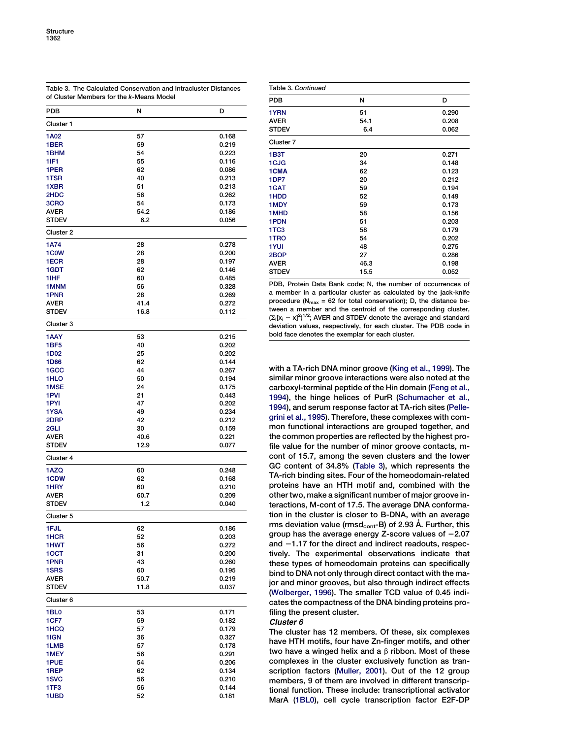Table 3. The Calculated Conservation and Intracluster Distances of Cluster Members for the *k*-Means Model

| PDB | N | D |
|---|---|---|
| Cluster 1 | | |
| 1A02 | 57 | 0.168 |
| 1BER | 59 | 0.219 |
| 1BHM | 54 | 0.223 |
| 1IF1 | 55 | 0.116 |
| **1PER** | 62 | 0.086 |
| 1TSR | 40 | 0.213 |
| 1XBR | 51 | 0.213 |
| 2HDC | 56 | 0.262 |
| 3CRO | 54 | 0.173 |
| AVER | 54.2 | 0.186 |
| STDEV | 6.2 | 0.056 |
| Cluster 2 | | |
| 1A74 | 28 | 0.278 |
| 1C0W | 28 | 0.200 |
| 1ECR | 28 | 0.197 |
| **1GDT** | 62 | 0.146 |
| 1IHF | 60 | 0.485 |
| 1MNM | 56 | 0.328 |
| 1PNR | 28 | 0.269 |
| AVER | 41.4 | 0.272 |
| STDEV | 16.8 | 0.112 |
| Cluster 3 | | |
| 1AAY | 53 | 0.215 |
| 1BF5 | 40 | 0.202 |
| 1D02 | 25 | 0.202 |
| **1D66** | 62 | 0.144 |
| 1GCC | 44 | 0.267 |
| 1HLO | 50 | 0.194 |
| 1MSE | 24 | 0.175 |
| 1PVI | 21 | 0.443 |
| 1PYI | 47 | 0.202 |
| 1YSA | 49 | 0.234 |
| 2DRP | 42 | 0.212 |
| 2GLI | 30 | 0.159 |
| AVER | 40.6 | 0.221 |
| STDEV | 12.9 | 0.077 |
| Cluster 4 | | |
| 1AZQ | 60 | 0.248 |
| **1CDW** | 62 | 0.168 |
| 1HRY | 60 | 0.210 |
| AVER | 60.7 | 0.209 |
| STDEV | 1.2 | 0.040 |
| Cluster 5 | | |
| **1FJL** | 62 | 0.186 |
| 1HCR | 52 | 0.203 |
| 1HWT | 56 | 0.272 |
| 1OCT | 31 | 0.200 |
| 1PNR | 43 | 0.260 |
| 1SRS | 60 | 0.195 |
| AVER | 50.7 | 0.219 |
| STDEV | 11.8 | 0.037 |
| Cluster 6 | | |
| 1BL0 | 53 | 0.171 |
| 1CF7 | 59 | 0.182 |
| 1HCQ | 57 | 0.179 |
| 1IGN | 36 | 0.327 |
| 1LMB | 57 | 0.178 |
| 1MEY | 56 | 0.291 |
| 1PUE | 54 | 0.206 |
| **1REP** | 62 | 0.134 |
| 1SVC | 56 | 0.210 |
| 1TF3 | 56 | 0.144 |
| 1UBD | 52 | 0.181 |
| 1YRN | 51 | 0.290 |
| AVER | 54.1 | 0.208 |
| STDEV | 6.4 | 0.062 |
| Cluster 7 | | |
| 1B3T | 20 | 0.271 |
| 1CJG | 34 | 0.148 |
| **1CMA** | 62 | 0.123 |
| 1DP7 | 20 | 0.212 |
| 1GAT | 59 | 0.194 |
| 1HDD | 52 | 0.149 |
| 1MDY | 59 | 0.173 |
| 1MHD | 58 | 0.156 |
| 1PDN | 51 | 0.203 |
| 1TC3 | 58 | 0.179 |
| 1TRO | 54 | 0.202 |
| 1YUI | 48 | 0.275 |
| 2BOP | 27 | 0.286 |
| AVER | 46.3 | 0.198 |
| STDEV | 15.5 | 0.052 |

PDB, Protein Data Bank code; N, the number of occurrences of a member in a particular cluster as calculated by the jack-knife procedure ($N_{max}$ = 62 for total conservation); D, the distance between a member and the centroid of the corresponding cluster, $(\Sigma_i[x_i - x]^2)^{1/2}$; AVER and STDEV denote the average and standard deviation values, respectively, for each cluster. The PDB code in bold face denotes the exemplar for each cluster.

with a TA-rich DNA minor groove (King et al., 1999). The similar minor groove interactions were also noted at the carboxyl-terminal peptide of the Hin domain (Feng et al., 1994), the hinge helices of PurR (Schumacher et al., 1994), and serum response factor at TA-rich sites (Pellegrini et al., 1995). Therefore, these complexes with common functional interactions are grouped together, and the common properties are reflected by the highest profile value for the number of minor groove contacts, m-cont of 15.7, among the seven clusters and the lower GC content of 34.8% (Table 3), which represents the TA-rich binding sites. Four of the homeodomain-related proteins have an HTH motif and, combined with the other two, make a significant number of major groove interactions, M-cont of 17.5. The average DNA conformation in the cluster is closer to B-DNA, with an average rms deviation value ($rmsd_{cont}$-B) of 2.93 Å. Further, this group has the average energy Z-score values of −2.07 and −1.17 for the direct and indirect readouts, respectively. The experimental observations indicate that these types of homeodomain proteins can specifically bind to DNA not only through direct contact with the major and minor grooves, but also through indirect effects (Wolberger, 1996). The smaller TCD value of 0.45 indicates the compactness of the DNA binding proteins profiling the present cluster.

***Cluster 6***

The cluster has 12 members. Of these, six complexes have HTH motifs, four have Zn-finger motifs, and other two have a winged helix and a β ribbon. Most of these complexes in the cluster exclusively function as transcription factors (Muller, 2001). Out of the 12 group members, 9 of them are involved in different transcriptional function. These include: transcriptional activator MarA (1BL0), cell cycle transcription factor E2F-DP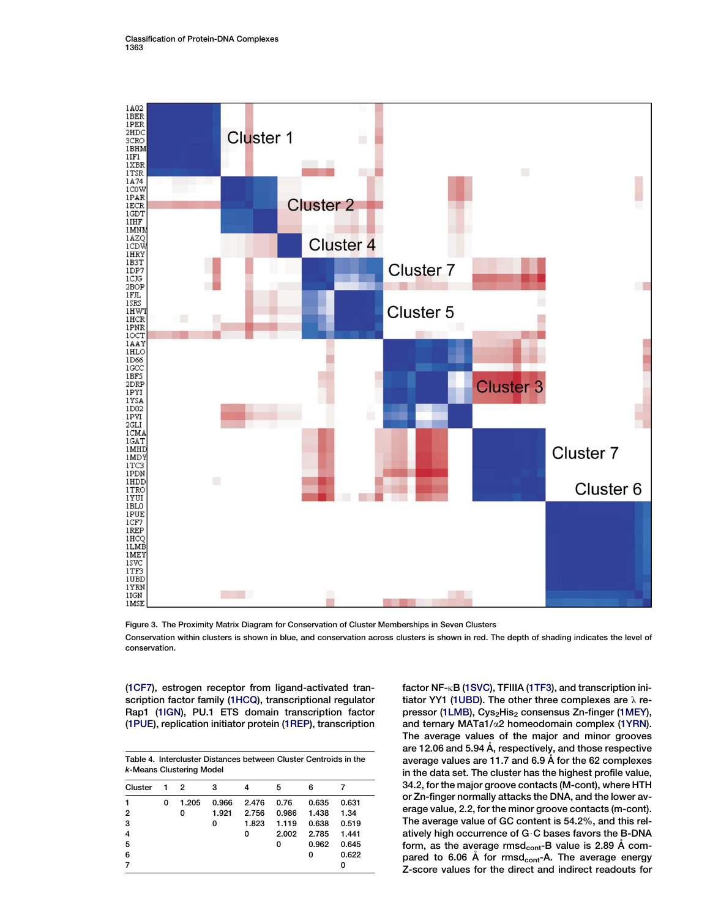1A02
1BER
1PER
2HDC
3CRO
1BHM
1IF1
1XBR
1TSR
1A74
1COW
1PAR
1ECR
1GDT
1IHF
1MNM
1AZQ
1CDW
1HRY
1B3T
1DP7
1CJG
2BOP
1FJL
1SRS
1HWT
1HCR
1PNR
1OCT
1AAY
1HLO
1D66
1GCC
1BF5
2DRP
1PYI
1YSA
1D02
1PVI
2GLI
1CMA
1GAT
1MHD
1MDY
1TC3
1PDN
1HDD
1TRO
1YUI
1BL0
1PUE
1CF7
1REP
1HCQ
1LMB
1MEY
1SVC
1TF3
1UBD
1YRN
1IGN
1MSE

Cluster 1
Cluster 2
Cluster 4
Cluster 7
Cluster 5
Cluster 3
Cluster 7
Cluster 6

Figure 3. The Proximity Matrix Diagram for Conservation of Cluster Memberships in Seven Clusters

Conservation within clusters is shown in blue, and conservation across clusters is shown in red. The depth of shading indicates the level of conservation.

(1CF7), estrogen receptor from ligand-activated transcription factor family (1HCQ), transcriptional regulator Rap1 (1IGN), PU.1 ETS domain transcription factor (1PUE), replication initiator protein (1REP), transcription factor NF-κB (1SVC), TFIIIA (1TF3), and transcription initiator YY1 (1UBD). The other three complexes are λ repressor (1LMB), $Cys_2His_2$ consensus Zn-finger (1MEY), and ternary MATa1/α2 homeodomain complex (1YRN). The average values of the major and minor grooves are 12.06 and 5.94 Å, respectively, and those respective average values are 11.7 and 6.9 Å for the 62 complexes in the data set. The cluster has the highest profile value, 34.2, for the major groove contacts (M-cont), where HTH or Zn-finger normally attacks the DNA, and the lower average value, 2.2, for the minor groove contacts (m-cont). The average value of GC content is 54.2%, and this relatively high occurrence of G·C bases favors the B-DNA form, as the average $rmsd_{cont}$-B value is 2.89 Å compared to 6.06 Å for $rmsd_{cont}$-A. The average energy Z-score values for the direct and indirect readouts for

Table 4. Intercluster Distances between Cluster Centroids in the *k*-Means Clustering Model

| Cluster | 1 | 2 | 3 | 4 | 5 | 6 | 7 |
|---|---|---|---|---|---|---|---|
| 1 | 0 | 1.205 | 0.966 | 2.476 | 0.76 | 0.635 | 0.631 |
| 2 | | 0 | 1.921 | 2.756 | 0.986 | 1.438 | 1.34 |
| 3 | | | 0 | 1.823 | 1.119 | 0.638 | 0.519 |
| 4 | | | | 0 | 2.002 | 2.785 | 1.441 |
| 5 | | | | | 0 | 0.962 | 0.645 |
| 6 | | | | | | 0 | 0.622 |
| 7 | | | | | | | 0 |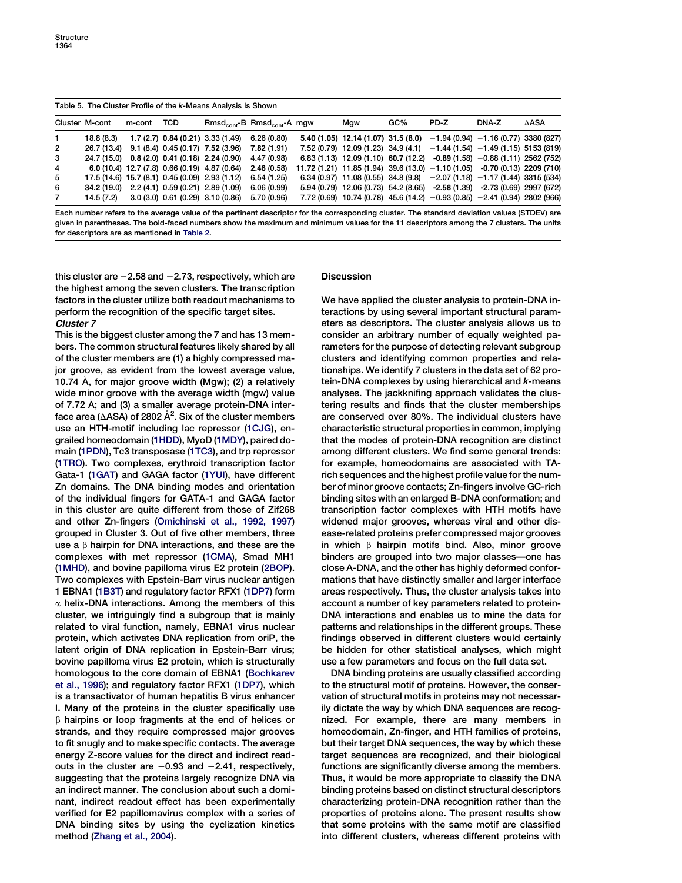Table 5. The Cluster Profile of the *k*-Means Analysis Is Shown

| Cluster | M-cont | m-cont | TCD | $Rmsd_{cont}$-B | $Rmsd_{cont}$-A | mgw | Mgw | GC% | PD-Z | DNA-Z | ΔASA |
|---|---|---|---|---|---|---|---|---|---|---|---|
| 1 | 18.8 (8.3) | 1.7 (2.7) | **0.84 (0.21)** | 3.33 (1.49) | 6.26 (0.80) | **5.40 (1.05)** | **12.14 (1.07)** | **31.5 (8.0)** | −1.94 (0.94) | −1.16 (0.77) | 3380 (827) |
| 2 | 26.7 (13.4) | 9.1 (8.4) | 0.45 (0.17) | **7.52 (3.96)** | **7.82 (1.91)** | 7.52 (0.79) | 12.09 (1.23) | 34.9 (4.1) | −1.44 (1.54) | −1.49 (1.15) | **5153 (819)** |
| 3 | 24.7 (15.0) | **0.8 (2.0)** | **0.41 (0.18)** | **2.24 (0.90)** | 4.47 (0.98) | 6.83 (1.13) | 12.09 (1.10) | **60.7 (12.2)** | **-0.89 (1.58)** | −0.88 (1.11) | 2562 (752) |
| 4 | **6.0 (10.4)** | 12.7 (7.8) | 0.66 (0.19) | 4.87 (0.64) | **2.46 (0.58)** | **11.72 (1.21)** | 11.85 (1.94) | 39.6 (13.0) | −1.10 (1.05) | **-0.70 (0.13)** | **2209 (710)** |
| 5 | 17.5 (14.6) | **15.7 (8.1)** | 0.45 (0.09) | 2.93 (1.12) | 6.54 (1.25) | 6.34 (0.97) | 11.08 (0.55) | 34.8 (9.8) | −2.07 (1.18) | −1.17 (1.44) | 3315 (534) |
| 6 | **34.2 (19.0)** | 2.2 (4.1) | 0.59 (0.21) | 2.89 (1.09) | 6.06 (0.99) | 5.94 (0.79) | 12.06 (0.73) | 54.2 (8.65) | **-2.58 (1.39)** | **-2.73 (0.69)** | 2997 (672) |
| 7 | 14.5 (7.2) | 3.0 (3.0) | 0.61 (0.29) | 3.10 (0.86) | 5.70 (0.96) | 7.72 (0.69) | **10.74 (0.78)** | 45.6 (14.2) | −0.93 (0.85) | −2.41 (0.94) | 2802 (966) |

Each number refers to the average value of the pertinent descriptor for the corresponding cluster. The standard deviation values (STDEV) are given in parentheses. The bold-faced numbers show the maximum and minimum values for the 11 descriptors among the 7 clusters. The units for descriptors are as mentioned in Table 2.

this cluster are −2.58 and −2.73, respectively, which are the highest among the seven clusters. The transcription factors in the cluster utilize both readout mechanisms to perform the recognition of the specific target sites.

***Cluster 7***

This is the biggest cluster among the 7 and has 13 members. The common structural features likely shared by all of the cluster members are (1) a highly compressed major groove, as evident from the lowest average value, 10.74 Å, for major groove width (Mgw); (2) a relatively wide minor groove with the average width (mgw) value of 7.72 Å; and (3) a smaller average protein-DNA interface area (ΔASA) of 2802 Å$^2$. Six of the cluster members use an HTH-motif including lac repressor (1CJG), engrailed homeodomain (1HDD), MyoD (1MDY), paired domain (1PDN), Tc3 transposase (1TC3), and trp repressor (1TRO). Two complexes, erythroid transcription factor Gata-1 (1GAT) and GAGA factor (1YUI), have different Zn domains. The DNA binding modes and orientation of the individual fingers for GATA-1 and GAGA factor in this cluster are quite different from those of Zif268 and other Zn-fingers (Omichinski et al., 1992, 1997) grouped in Cluster 3. Out of five other members, three use a β hairpin for DNA interactions, and these are the complexes with met repressor (1CMA), Smad MH1 (1MHD), and bovine papilloma virus E2 protein (2BOP). Two complexes with Epstein-Barr virus nuclear antigen 1 EBNA1 (1B3T) and regulatory factor RFX1 (1DP7) form α helix-DNA interactions. Among the members of this cluster, we intriguingly find a subgroup that is mainly related to viral function, namely, EBNA1 virus nuclear protein, which activates DNA replication from oriP, the latent origin of DNA replication in Epstein-Barr virus; bovine papilloma virus E2 protein, which is structurally homologous to the core domain of EBNA1 (Bochkarev et al., 1996); and regulatory factor RFX1 (1DP7), which is a transactivator of human hepatitis B virus enhancer I. Many of the proteins in the cluster specifically use β hairpins or loop fragments at the end of helices or strands, and they require compressed major grooves to fit snugly and to make specific contacts. The average energy Z-score values for the direct and indirect readouts in the cluster are −0.93 and −2.41, respectively, suggesting that the proteins largely recognize DNA via an indirect manner. The conclusion about such a dominant, indirect readout effect has been experimentally verified for E2 papillomavirus complex with a series of DNA binding sites by using the cyclization kinetics method (Zhang et al., 2004).

## Discussion

We have applied the cluster analysis to protein-DNA interactions by using several important structural parameters as descriptors. The cluster analysis allows us to consider an arbitrary number of equally weighted parameters for the purpose of detecting relevant subgroup clusters and identifying common properties and relationships. We identify 7 clusters in the data set of 62 protein-DNA complexes by using hierarchical and *k*-means analyses. The jackknifing approach validates the clustering results and finds that the cluster memberships are conserved over 80%. The individual clusters have characteristic structural properties in common, implying that the modes of protein-DNA recognition are distinct among different clusters. We find some general trends: for example, homeodomains are associated with TA-rich sequences and the highest profile value for the number of minor groove contacts; Zn-fingers involve GC-rich binding sites with an enlarged B-DNA conformation; and transcription factor complexes with HTH motifs have widened major grooves, whereas viral and other disease-related proteins prefer compressed major grooves in which β hairpin motifs bind. Also, minor groove binders are grouped into two major classes—one has close A-DNA, and the other has highly deformed conformations that have distinctly smaller and larger interface areas respectively. Thus, the cluster analysis takes into account a number of key parameters related to protein-DNA interactions and enables us to mine the data for patterns and relationships in the different groups. These findings observed in different clusters would certainly be hidden for other statistical analyses, which might use a few parameters and focus on the full data set.

DNA binding proteins are usually classified according to the structural motif of proteins. However, the conservation of structural motifs in proteins may not necessarily dictate the way by which DNA sequences are recognized. For example, there are many members in homeodomain, Zn-finger, and HTH families of proteins, but their target DNA sequences, the way by which these target sequences are recognized, and their biological functions are significantly diverse among the members. Thus, it would be more appropriate to classify the DNA binding proteins based on distinct structural descriptors characterizing protein-DNA recognition rather than the properties of proteins alone. The present results show that some proteins with the same motif are classified into different clusters, whereas different proteins with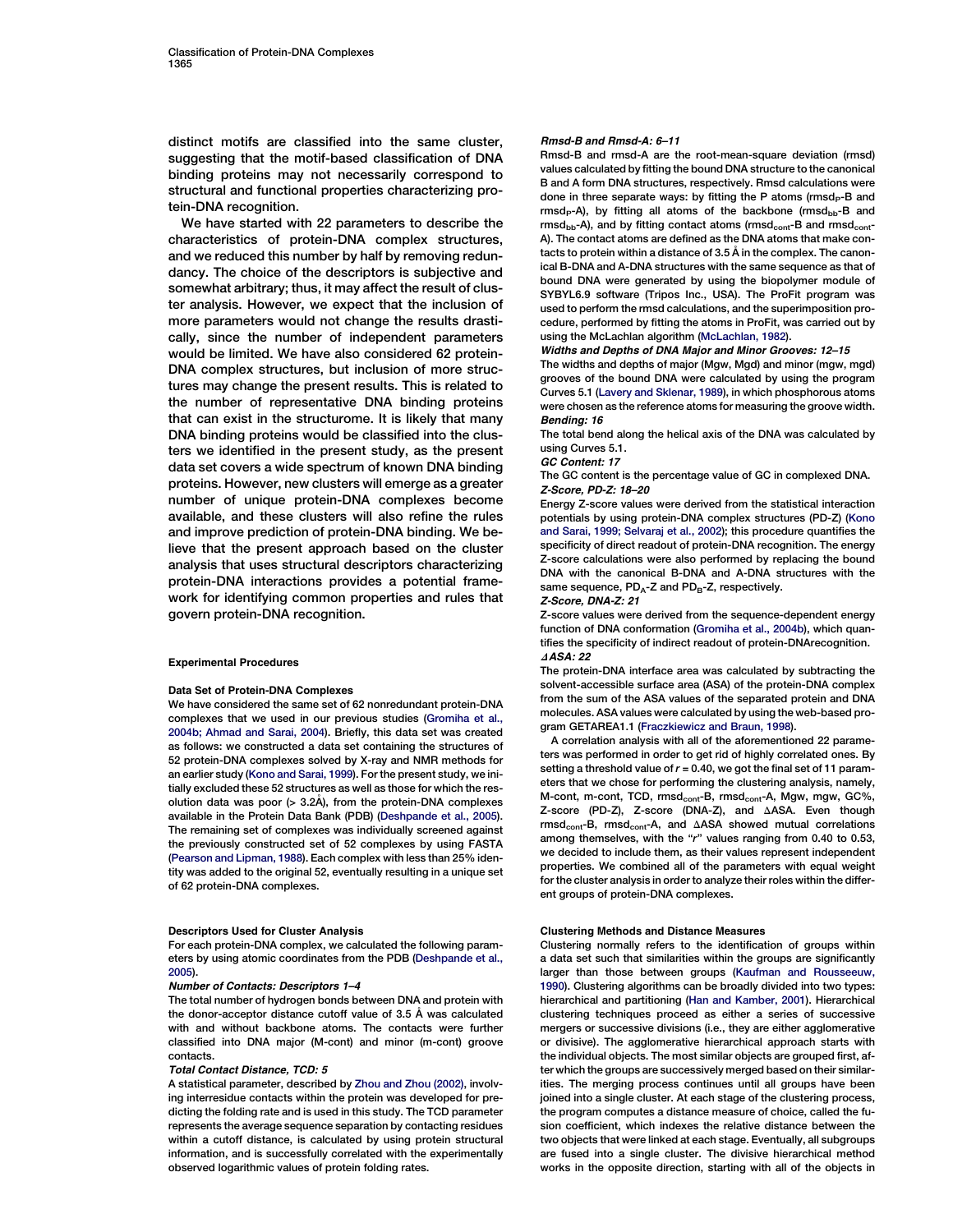distinct motifs are classified into the same cluster, suggesting that the motif-based classification of DNA binding proteins may not necessarily correspond to structural and functional properties characterizing protein-DNA recognition.

We have started with 22 parameters to describe the characteristics of protein-DNA complex structures, and we reduced this number by half by removing redundancy. The choice of the descriptors is subjective and somewhat arbitrary; thus, it may affect the result of cluster analysis. However, we expect that the inclusion of more parameters would not change the results drastically, since the number of independent parameters would be limited. We have also considered 62 protein-DNA complex structures, but inclusion of more structures may change the present results. This is related to the number of representative DNA binding proteins that can exist in the structurome. It is likely that many DNA binding proteins would be classified into the clusters we identified in the present study, as the present data set covers a wide spectrum of known DNA binding proteins. However, new clusters will emerge as a greater number of unique protein-DNA complexes become available, and these clusters will also refine the rules and improve prediction of protein-DNA binding. We believe that the present approach based on the cluster analysis that uses structural descriptors characterizing protein-DNA interactions provides a potential framework for identifying common properties and rules that govern protein-DNA recognition.

## Experimental Procedures

### Data Set of Protein-DNA Complexes

We have considered the same set of 62 nonredundant protein-DNA complexes that we used in our previous studies (Gromiha et al., 2004b; Ahmad and Sarai, 2004). Briefly, this data set was created as follows: we constructed a data set containing the structures of 52 protein-DNA complexes solved by X-ray and NMR methods for an earlier study (Kono and Sarai, 1999). For the present study, we initially excluded these 52 structures as well as those for which the resolution data was poor (> 3.2Å), from the protein-DNA complexes available in the Protein Data Bank (PDB) (Deshpande et al., 2005). The remaining set of complexes was individually screened against the previously constructed set of 52 complexes by using FASTA (Pearson and Lipman, 1988). Each complex with less than 25% identity was added to the original 52, eventually resulting in a unique set of 62 protein-DNA complexes.

### Descriptors Used for Cluster Analysis

For each protein-DNA complex, we calculated the following parameters by using atomic coordinates from the PDB (Deshpande et al., 2005).

#### *Number of Contacts: Descriptors 1–4*

The total number of hydrogen bonds between DNA and protein with the donor-acceptor distance cutoff value of 3.5 Å was calculated with and without backbone atoms. The contacts were further classified into DNA major (M-cont) and minor (m-cont) groove contacts.

#### *Total Contact Distance, TCD: 5*

A statistical parameter, described by Zhou and Zhou (2002), involving interresidue contacts within the protein was developed for predicting the folding rate and is used in this study. The TCD parameter represents the average sequence separation by contacting residues within a cutoff distance, is calculated by using protein structural information, and is successfully correlated with the experimentally observed logarithmic values of protein folding rates.

#### *Rmsd-B and Rmsd-A: 6–11*

Rmsd-B and rmsd-A are the root-mean-square deviation (rmsd) values calculated by fitting the bound DNA structure to the canonical B and A form DNA structures, respectively. Rmsd calculations were done in three separate ways: by fitting the P atoms ($rmsd_P$-B and $rmsd_P$-A), by fitting all atoms of the backbone ($rmsd_{bb}$-B and $rmsd_{bb}$-A), and by fitting contact atoms ($rmsd_{cont}$-B and $rmsd_{cont}$-A). The contact atoms are defined as the DNA atoms that make contacts to protein within a distance of 3.5 Å in the complex. The canonical B-DNA and A-DNA structures with the same sequence as that of bound DNA were generated by using the biopolymer module of SYBYL6.9 software (Tripos Inc., USA). The ProFit program was used to perform the rmsd calculations, and the superimposition procedure, performed by fitting the atoms in ProFit, was carried out by using the McLachlan algorithm (McLachlan, 1982).

#### *Widths and Depths of DNA Major and Minor Grooves: 12–15*

The widths and depths of major (Mgw, Mgd) and minor (mgw, mgd) grooves of the bound DNA were calculated by using the program Curves 5.1 (Lavery and Sklenar, 1989), in which phosphorous atoms were chosen as the reference atoms for measuring the groove width.

#### *Bending: 16*

The total bend along the helical axis of the DNA was calculated by using Curves 5.1.

#### *GC Content: 17*

The GC content is the percentage value of GC in complexed DNA.

#### *Z-Score, PD-Z: 18–20*

Energy Z-score values were derived from the statistical interaction potentials by using protein-DNA complex structures (PD-Z) (Kono and Sarai, 1999; Selvaraj et al., 2002); this procedure quantifies the specificity of direct readout of protein-DNA recognition. The energy Z-score calculations were also performed by replacing the bound DNA with the canonical B-DNA and A-DNA structures with the same sequence, $PD_A$-Z and $PD_B$-Z, respectively.

#### *Z-Score, DNA-Z: 21*

Z-score values were derived from the sequence-dependent energy function of DNA conformation (Gromiha et al., 2004b), which quantifies the specificity of indirect readout of protein-DNArecognition.

#### *ΔASA: 22*

The protein-DNA interface area was calculated by subtracting the solvent-accessible surface area (ASA) of the protein-DNA complex from the sum of the ASA values of the separated protein and DNA molecules. ASA values were calculated by using the web-based program GETAREA1.1 (Fraczkiewicz and Braun, 1998).

A correlation analysis with all of the aforementioned 22 parameters was performed in order to get rid of highly correlated ones. By setting a threshold value of $r = 0.40$, we got the final set of 11 parameters that we chose for performing the clustering analysis, namely, M-cont, m-cont, TCD, $rmsd_{cont}$-B, $rmsd_{cont}$-A, Mgw, mgw, GC%, Z-score (PD-Z), Z-score (DNA-Z), and ΔASA. Even though $rmsd_{cont}$-B, $rmsd_{cont}$-A, and ΔASA showed mutual correlations among themselves, with the "$r$" values ranging from 0.40 to 0.53, we decided to include them, as their values represent independent properties. We combined all of the parameters with equal weight for the cluster analysis in order to analyze their roles within the different groups of protein-DNA complexes.

### Clustering Methods and Distance Measures

Clustering normally refers to the identification of groups within a data set such that similarities within the groups are significantly larger than those between groups (Kaufman and Rousseeuw, 1990). Clustering algorithms can be broadly divided into two types: hierarchical and partitioning (Han and Kamber, 2001). Hierarchical clustering techniques proceed as either a series of successive mergers or successive divisions (i.e., they are either agglomerative or divisive). The agglomerative hierarchical approach starts with the individual objects. The most similar objects are grouped first, after which the groups are successively merged based on their similarities. The merging process continues until all groups have been joined into a single cluster. At each stage of the clustering process, the program computes a distance measure of choice, called the fusion coefficient, which indexes the relative distance between the two objects that were linked at each stage. Eventually, all subgroups are fused into a single cluster. The divisive hierarchical method works in the opposite direction, starting with all of the objects in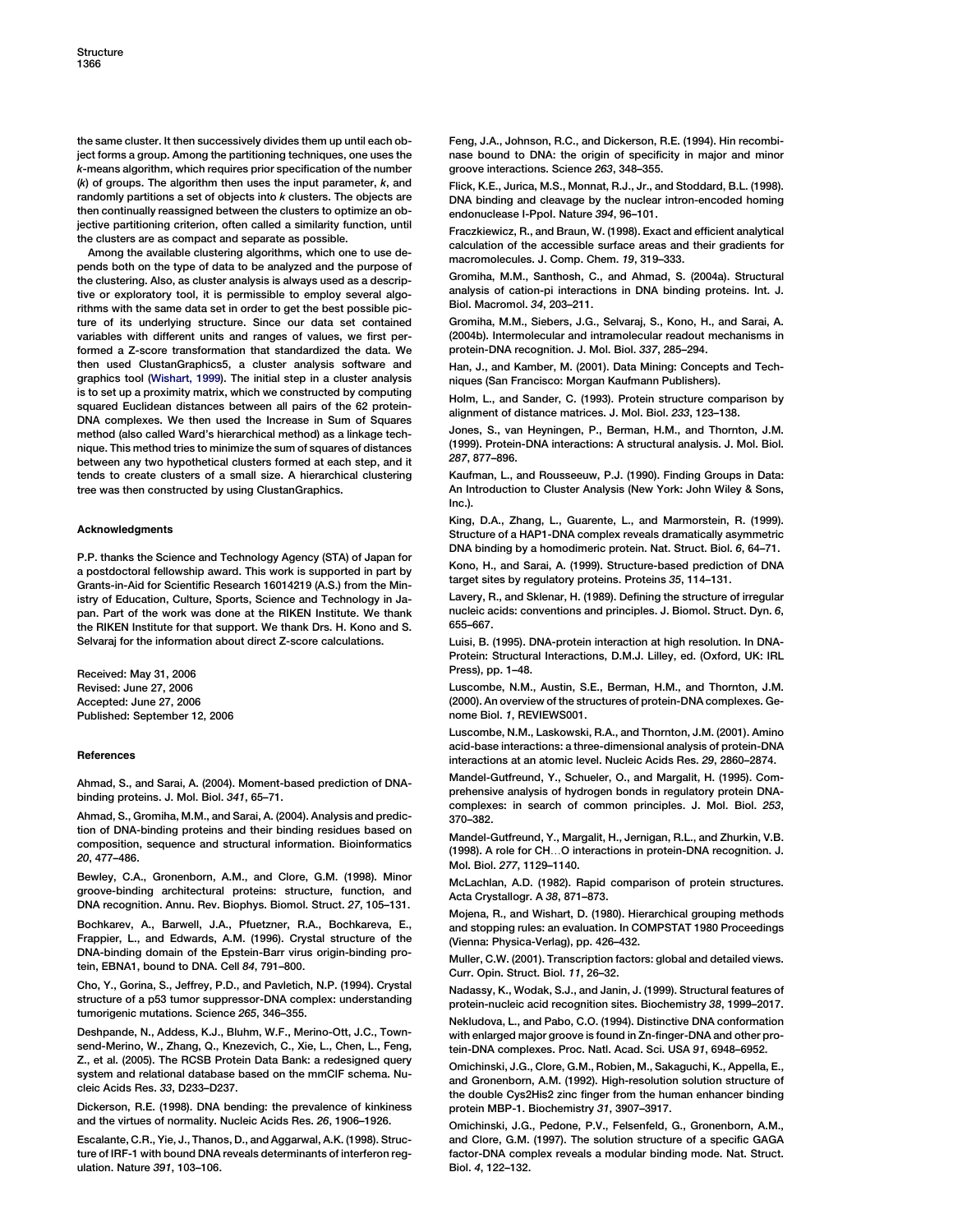the same cluster. It then successively divides them up until each object forms a group. Among the partitioning techniques, one uses the *k*-means algorithm, which requires prior specification of the number (*k*) of groups. The algorithm then uses the input parameter, *k*, and randomly partitions a set of objects into *k* clusters. The objects are then continually reassigned between the clusters to optimize an objective partitioning criterion, often called a similarity function, until the clusters are as compact and separate as possible.

Among the available clustering algorithms, which one to use depends both on the type of data to be analyzed and the purpose of the clustering. Also, as cluster analysis is always used as a descriptive or exploratory tool, it is permissible to employ several algorithms with the same data set in order to get the best possible picture of its underlying structure. Since our data set contained variables with different units and ranges of values, we first performed a Z-score transformation that standardized the data. We then used ClustanGraphics5, a cluster analysis software and graphics tool (Wishart, 1999). The initial step in a cluster analysis is to set up a proximity matrix, which we constructed by computing squared Euclidean distances between all pairs of the 62 protein-DNA complexes. We then used the Increase in Sum of Squares method (also called Ward's hierarchical method) as a linkage technique. This method tries to minimize the sum of squares of distances between any two hypothetical clusters formed at each step, and it tends to create clusters of a small size. A hierarchical clustering tree was then constructed by using ClustanGraphics.

## Acknowledgments

P.P. thanks the Science and Technology Agency (STA) of Japan for a postdoctoral fellowship award. This work is supported in part by Grants-in-Aid for Scientific Research 16014219 (A.S.) from the Ministry of Education, Culture, Sports, Science and Technology in Japan. Part of the work was done at the RIKEN Institute. We thank the RIKEN Institute for that support. We thank Drs. H. Kono and S. Selvaraj for the information about direct Z-score calculations.

Received: May 31, 2006
Revised: June 27, 2006
Accepted: June 27, 2006
Published: September 12, 2006

## References

Ahmad, S., and Sarai, A. (2004). Moment-based prediction of DNA-binding proteins. J. Mol. Biol. *341*, 65–71.

Ahmad, S., Gromiha, M.M., and Sarai, A. (2004). Analysis and prediction of DNA-binding proteins and their binding residues based on composition, sequence and structural information. Bioinformatics *20*, 477–486.

Bewley, C.A., Gronenborn, A.M., and Clore, G.M. (1998). Minor groove-binding architectural proteins: structure, function, and DNA recognition. Annu. Rev. Biophys. Biomol. Struct. *27*, 105–131.

Bochkarev, A., Barwell, J.A., Pfuetzner, R.A., Bochkareva, E., Frappier, L., and Edwards, A.M. (1996). Crystal structure of the DNA-binding domain of the Epstein-Barr virus origin-binding protein, EBNA1, bound to DNA. Cell *84*, 791–800.

Cho, Y., Gorina, S., Jeffrey, P.D., and Pavletich, N.P. (1994). Crystal structure of a p53 tumor suppressor-DNA complex: understanding tumorigenic mutations. Science *265*, 346–355.

Deshpande, N., Addess, K.J., Bluhm, W.F., Merino-Ott, J.C., Townsend-Merino, W., Zhang, Q., Knezevich, C., Xie, L., Chen, L., Feng, Z., et al. (2005). The RCSB Protein Data Bank: a redesigned query system and relational database based on the mmCIF schema. Nucleic Acids Res. *33*, D233–D237.

Dickerson, R.E. (1998). DNA bending: the prevalence of kinkiness and the virtues of normality. Nucleic Acids Res. *26*, 1906–1926.

Escalante, C.R., Yie, J., Thanos, D., and Aggarwal, A.K. (1998). Structure of IRF-1 with bound DNA reveals determinants of interferon regulation. Nature *391*, 103–106.

Feng, J.A., Johnson, R.C., and Dickerson, R.E. (1994). Hin recombinase bound to DNA: the origin of specificity in major and minor groove interactions. Science *263*, 348–355.

Flick, K.E., Jurica, M.S., Monnat, R.J., Jr., and Stoddard, B.L. (1998). DNA binding and cleavage by the nuclear intron-encoded homing endonuclease I-PpoI. Nature *394*, 96–101.

Fraczkiewicz, R., and Braun, W. (1998). Exact and efficient analytical calculation of the accessible surface areas and their gradients for macromolecules. J. Comp. Chem. *19*, 319–333.

Gromiha, M.M., Santhosh, C., and Ahmad, S. (2004a). Structural analysis of cation-pi interactions in DNA binding proteins. Int. J. Biol. Macromol. *34*, 203–211.

Gromiha, M.M., Siebers, J.G., Selvaraj, S., Kono, H., and Sarai, A. (2004b). Intermolecular and intramolecular readout mechanisms in protein-DNA recognition. J. Mol. Biol. *337*, 285–294.

Han, J., and Kamber, M. (2001). Data Mining: Concepts and Techniques (San Francisco: Morgan Kaufmann Publishers).

Holm, L., and Sander, C. (1993). Protein structure comparison by alignment of distance matrices. J. Mol. Biol. *233*, 123–138.

Jones, S., van Heyningen, P., Berman, H.M., and Thornton, J.M. (1999). Protein-DNA interactions: A structural analysis. J. Mol. Biol. *287*, 877–896.

Kaufman, L., and Rousseeuw, P.J. (1990). Finding Groups in Data: An Introduction to Cluster Analysis (New York: John Wiley & Sons, Inc.).

King, D.A., Zhang, L., Guarente, L., and Marmorstein, R. (1999). Structure of a HAP1-DNA complex reveals dramatically asymmetric DNA binding by a homodimeric protein. Nat. Struct. Biol. *6*, 64–71.

Kono, H., and Sarai, A. (1999). Structure-based prediction of DNA target sites by regulatory proteins. Proteins *35*, 114–131.

Lavery, R., and Sklenar, H. (1989). Defining the structure of irregular nucleic acids: conventions and principles. J. Biomol. Struct. Dyn. *6*, 655–667.

Luisi, B. (1995). DNA-protein interaction at high resolution. In DNA-Protein: Structural Interactions, D.M.J. Lilley, ed. (Oxford, UK: IRL Press), pp. 1–48.

Luscombe, N.M., Austin, S.E., Berman, H.M., and Thornton, J.M. (2000). An overview of the structures of protein-DNA complexes. Genome Biol. *1*, REVIEWS001.

Luscombe, N.M., Laskowski, R.A., and Thornton, J.M. (2001). Amino acid-base interactions: a three-dimensional analysis of protein-DNA interactions at an atomic level. Nucleic Acids Res. *29*, 2860–2874.

Mandel-Gutfreund, Y., Schueler, O., and Margalit, H. (1995). Comprehensive analysis of hydrogen bonds in regulatory protein DNA-complexes: in search of common principles. J. Mol. Biol. *253*, 370–382.

Mandel-Gutfreund, Y., Margalit, H., Jernigan, R.L., and Zhurkin, V.B. (1998). A role for CH…O interactions in protein-DNA recognition. J. Mol. Biol. *277*, 1129–1140.

McLachlan, A.D. (1982). Rapid comparison of protein structures. Acta Crystallogr. A *38*, 871–873.

Mojena, R., and Wishart, D. (1980). Hierarchical grouping methods and stopping rules: an evaluation. In COMPSTAT 1980 Proceedings (Vienna: Physica-Verlag), pp. 426–432.

Muller, C.W. (2001). Transcription factors: global and detailed views. Curr. Opin. Struct. Biol. *11*, 26–32.

Nadassy, K., Wodak, S.J., and Janin, J. (1999). Structural features of protein-nucleic acid recognition sites. Biochemistry *38*, 1999–2017.

Nekludova, L., and Pabo, C.O. (1994). Distinctive DNA conformation with enlarged major groove is found in Zn-finger-DNA and other protein-DNA complexes. Proc. Natl. Acad. Sci. USA *91*, 6948–6952.

Omichinski, J.G., Clore, G.M., Robien, M., Sakaguchi, K., Appella, E., and Gronenborn, A.M. (1992). High-resolution solution structure of the double Cys2His2 zinc finger from the human enhancer binding protein MBP-1. Biochemistry *31*, 3907–3917.

Omichinski, J.G., Pedone, P.V., Felsenfeld, G., Gronenborn, A.M., and Clore, G.M. (1997). The solution structure of a specific GAGA factor-DNA complex reveals a modular binding mode. Nat. Struct. Biol. *4*, 122–132.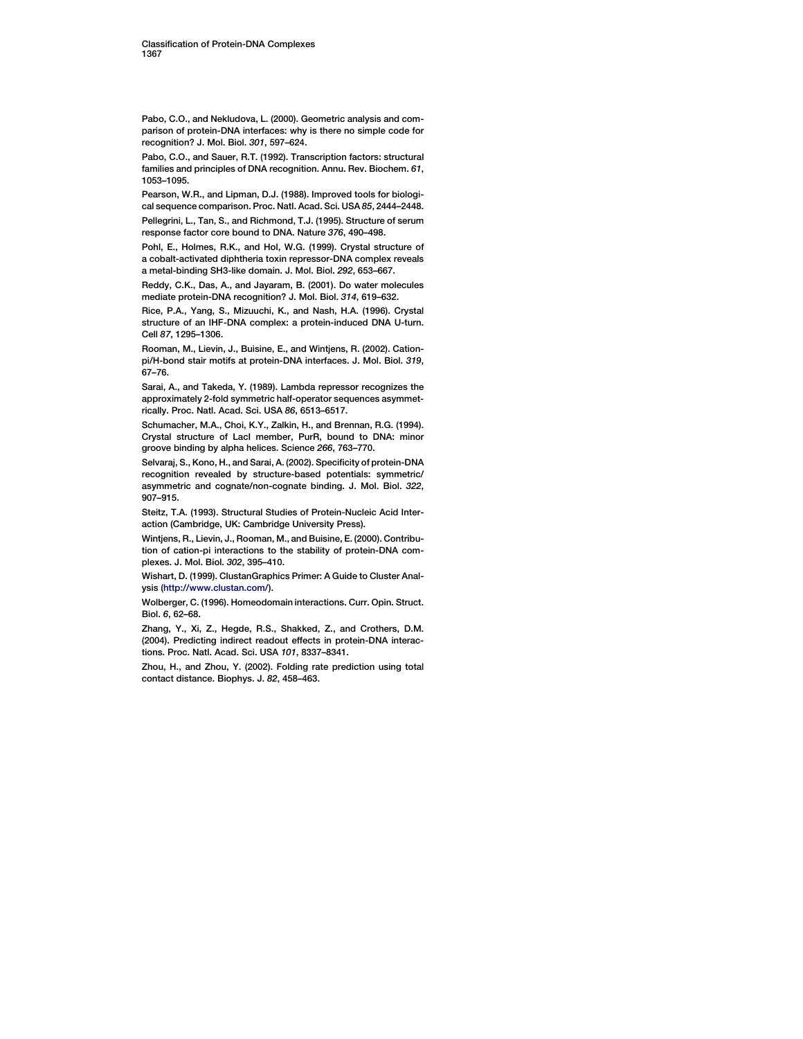Pabo, C.O., and Nekludova, L. (2000). Geometric analysis and comparison of protein-DNA interfaces: why is there no simple code for recognition? J. Mol. Biol. *301*, 597–624.

Pabo, C.O., and Sauer, R.T. (1992). Transcription factors: structural families and principles of DNA recognition. Annu. Rev. Biochem. *61*, 1053–1095.

Pearson, W.R., and Lipman, D.J. (1988). Improved tools for biological sequence comparison. Proc. Natl. Acad. Sci. USA *85*, 2444–2448.

Pellegrini, L., Tan, S., and Richmond, T.J. (1995). Structure of serum response factor core bound to DNA. Nature *376*, 490–498.

Pohl, E., Holmes, R.K., and Hol, W.G. (1999). Crystal structure of a cobalt-activated diphtheria toxin repressor-DNA complex reveals a metal-binding SH3-like domain. J. Mol. Biol. *292*, 653–667.

Reddy, C.K., Das, A., and Jayaram, B. (2001). Do water molecules mediate protein-DNA recognition? J. Mol. Biol. *314*, 619–632.

Rice, P.A., Yang, S., Mizuuchi, K., and Nash, H.A. (1996). Crystal structure of an IHF-DNA complex: a protein-induced DNA U-turn. Cell *87*, 1295–1306.

Rooman, M., Lievin, J., Buisine, E., and Wintjens, R. (2002). Cation-pi/H-bond stair motifs at protein-DNA interfaces. J. Mol. Biol. *319*, 67–76.

Sarai, A., and Takeda, Y. (1989). Lambda repressor recognizes the approximately 2-fold symmetric half-operator sequences asymmetrically. Proc. Natl. Acad. Sci. USA *86*, 6513–6517.

Schumacher, M.A., Choi, K.Y., Zalkin, H., and Brennan, R.G. (1994). Crystal structure of LacI member, PurR, bound to DNA: minor groove binding by alpha helices. Science *266*, 763–770.

Selvaraj, S., Kono, H., and Sarai, A. (2002). Specificity of protein-DNA recognition revealed by structure-based potentials: symmetric/asymmetric and cognate/non-cognate binding. J. Mol. Biol. *322*, 907–915.

Steitz, T.A. (1993). Structural Studies of Protein-Nucleic Acid Interaction (Cambridge, UK: Cambridge University Press).

Wintjens, R., Lievin, J., Rooman, M., and Buisine, E. (2000). Contribution of cation-pi interactions to the stability of protein-DNA complexes. J. Mol. Biol. *302*, 395–410.

Wishart, D. (1999). ClustanGraphics Primer: A Guide to Cluster Analysis (http://www.clustan.com/).

Wolberger, C. (1996). Homeodomain interactions. Curr. Opin. Struct. Biol. *6*, 62–68.

Zhang, Y., Xi, Z., Hegde, R.S., Shakked, Z., and Crothers, D.M. (2004). Predicting indirect readout effects in protein-DNA interactions. Proc. Natl. Acad. Sci. USA *101*, 8337–8341.

Zhou, H., and Zhou, Y. (2002). Folding rate prediction using total contact distance. Biophys. J. *82*, 458–463.